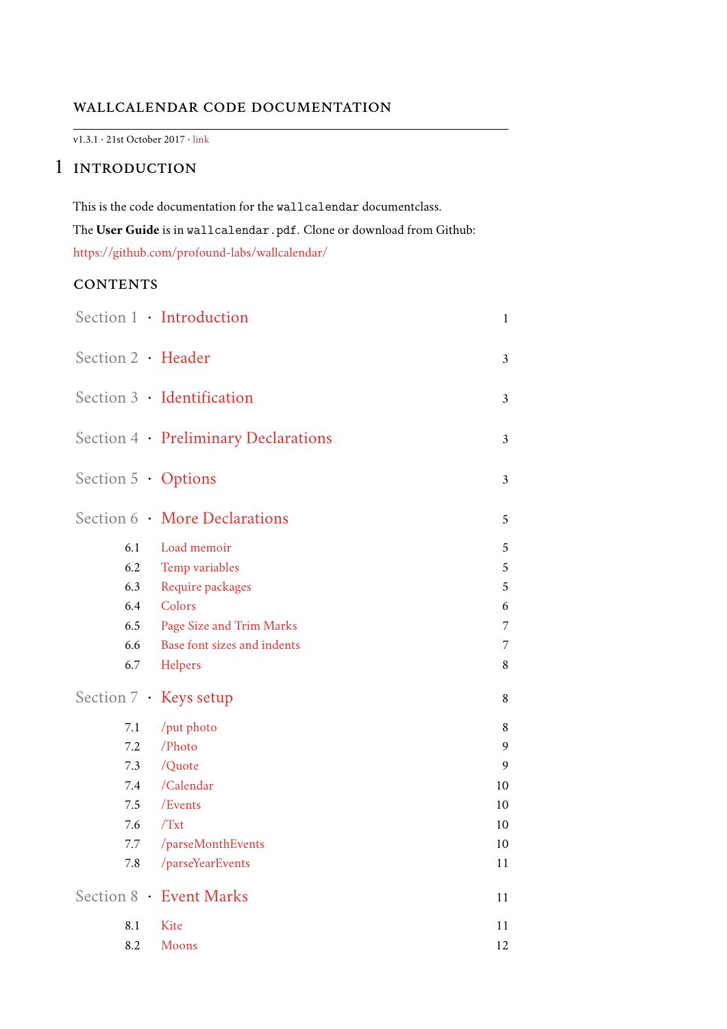# WALLCALENDAR CODE DOCUMENTATION

v1.3.1 · 21st October 2017 · link

## 1 INTRODUCTION

This is the code documentation for the `wallcalendar` documentclass.

The **User Guide** is in `wallcalendar.pdf`. Clone or download from Github:

https://github.com/profound-labs/wallcalendar/

### CONTENTS

| | | |
|---|---|---|
| Section 1 · | Introduction | 1 |
| Section 2 · | Header | 3 |
| Section 3 · | Identification | 3 |
| Section 4 · | Preliminary Declarations | 3 |
| Section 5 · | Options | 3 |
| Section 6 · | More Declarations | 5 |
| 6.1 | Load memoir | 5 |
| 6.2 | Temp variables | 5 |
| 6.3 | Require packages | 5 |
| 6.4 | Colors | 6 |
| 6.5 | Page Size and Trim Marks | 7 |
| 6.6 | Base font sizes and indents | 7 |
| 6.7 | Helpers | 8 |
| Section 7 · | Keys setup | 8 |
| 7.1 | /put photo | 8 |
| 7.2 | /Photo | 9 |
| 7.3 | /Quote | 9 |
| 7.4 | /Calendar | 10 |
| 7.5 | /Events | 10 |
| 7.6 | /Txt | 10 |
| 7.7 | /parseMonthEvents | 10 |
| 7.8 | /parseYearEvents | 11 |
| Section 8 · | Event Marks | 11 |
| 8.1 | Kite | 11 |
| 8.2 | Moons | 12 |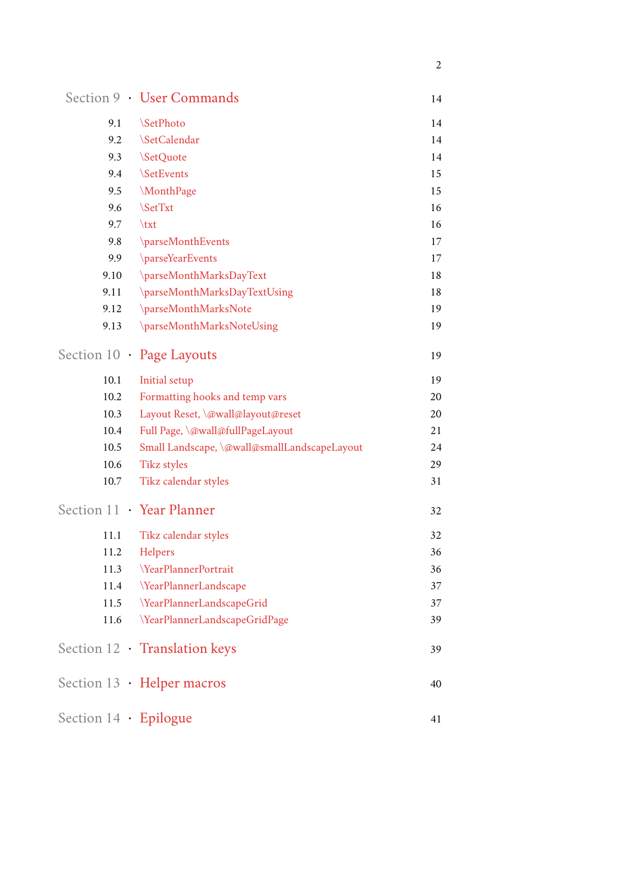| | | |
|---|---|---|
| Section 9 · | User Commands | 14 |
| 9.1 | \SetPhoto | 14 |
| 9.2 | \SetCalendar | 14 |
| 9.3 | \SetQuote | 14 |
| 9.4 | \SetEvents | 15 |
| 9.5 | \MonthPage | 15 |
| 9.6 | \SetTxt | 16 |
| 9.7 | \txt | 16 |
| 9.8 | \parseMonthEvents | 17 |
| 9.9 | \parseYearEvents | 17 |
| 9.10 | \parseMonthMarksDayText | 18 |
| 9.11 | \parseMonthMarksDayTextUsing | 18 |
| 9.12 | \parseMonthMarksNote | 19 |
| 9.13 | \parseMonthMarksNoteUsing | 19 |
| Section 10 · | Page Layouts | 19 |
| 10.1 | Initial setup | 19 |
| 10.2 | Formatting hooks and temp vars | 20 |
| 10.3 | Layout Reset, \@wall@layout@reset | 20 |
| 10.4 | Full Page, \@wall@fullPageLayout | 21 |
| 10.5 | Small Landscape, \@wall@smallLandscapeLayout | 24 |
| 10.6 | Tikz styles | 29 |
| 10.7 | Tikz calendar styles | 31 |
| Section 11 · | Year Planner | 32 |
| 11.1 | Tikz calendar styles | 32 |
| 11.2 | Helpers | 36 |
| 11.3 | \YearPlannerPortrait | 36 |
| 11.4 | \YearPlannerLandscape | 37 |
| 11.5 | \YearPlannerLandscapeGrid | 37 |
| 11.6 | \YearPlannerLandscapeGridPage | 39 |
| Section 12 · | Translation keys | 39 |
| Section 13 · | Helper macros | 40 |
| Section 14 · | Epilogue | 41 |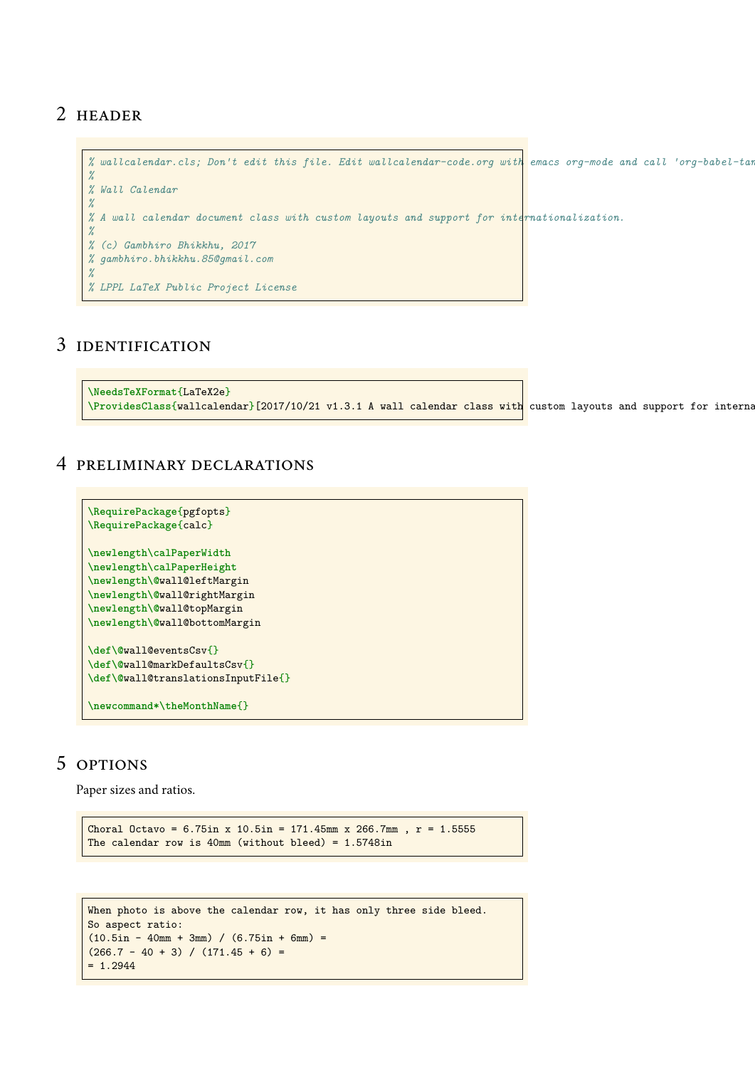## 2 HEADER

```
% wallcalendar.cls; Don't edit this file. Edit wallcalendar-code.org with emacs org-mode and call 'org-babel-tan
%
% Wall Calendar
%
% A wall calendar document class with custom layouts and support for internationalization.
%
% (c) Gambhiro Bhikkhu, 2017
% gambhiro.bhikkhu.85@gmail.com
%
% LPPL LaTeX Public Project License
```

## 3 IDENTIFICATION

```
\NeedsTeXFormat{LaTeX2e}
\ProvidesClass{wallcalendar}[2017/10/21 v1.3.1 A wall calendar class with custom layouts and support for interna
```

## 4 PRELIMINARY DECLARATIONS

```
\RequirePackage{pgfopts}
\RequirePackage{calc}

\newlength\calPaperWidth
\newlength\calPaperHeight
\newlength\@wall@leftMargin
\newlength\@wall@rightMargin
\newlength\@wall@topMargin
\newlength\@wall@bottomMargin

\def\@wall@eventsCsv{}
\def\@wall@markDefaultsCsv{}
\def\@wall@translationsInputFile{}

\newcommand*\theMonthName{}
```

## 5 OPTIONS

Paper sizes and ratios.

```
Choral Octavo = 6.75in x 10.5in = 171.45mm x 266.7mm , r = 1.5555
The calendar row is 40mm (without bleed) = 1.5748in
```

```
When photo is above the calendar row, it has only three side bleed.
So aspect ratio:
(10.5in - 40mm + 3mm) / (6.75in + 6mm) =
(266.7 - 40 + 3) / (171.45 + 6) =
= 1.2944
```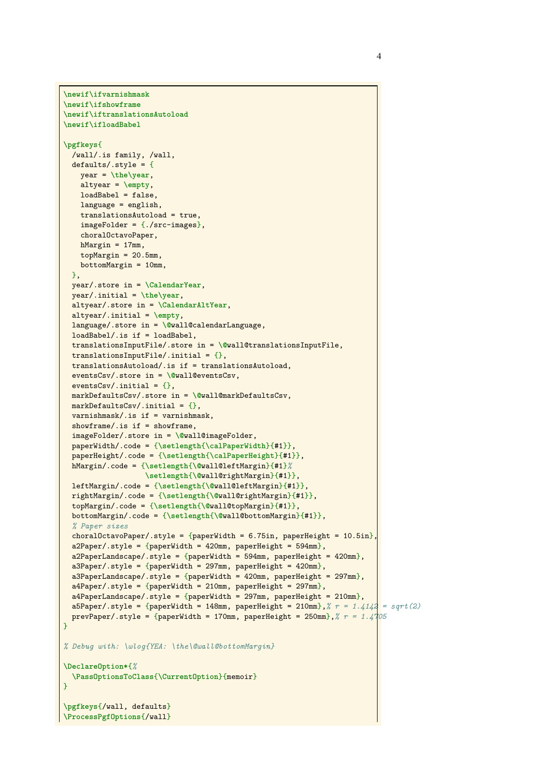```
\newif\ifvarnishmask
\newif\ifshowframe
\newif\iftranslationsAutoload
\newif\ifloadBabel

\pgfkeys{
  /wall/.is family, /wall,
  defaults/.style = {
    year = \the\year,
    altyear = \empty,
    loadBabel = false,
    language = english,
    translationsAutoload = true,
    imageFolder = {./src-images},
    choralOctavoPaper,
    hMargin = 17mm,
    topMargin = 20.5mm,
    bottomMargin = 10mm,
  },
  year/.store in = \CalendarYear,
  year/.initial = \the\year,
  altyear/.store in = \CalendarAltYear,
  altyear/.initial = \empty,
  language/.store in = \@wall@calendarLanguage,
  loadBabel/.is if = loadBabel,
  translationsInputFile/.store in = \@wall@translationsInputFile,
  translationsInputFile/.initial = {},
  translationsAutoload/.is if = translationsAutoload,
  eventsCsv/.store in = \@wall@eventsCsv,
  eventsCsv/.initial = {},
  markDefaultsCsv/.store in = \@wall@markDefaultsCsv,
  markDefaultsCsv/.initial = {},
  varnishmask/.is if = varnishmask,
  showframe/.is if = showframe,
  imageFolder/.store in = \@wall@imageFolder,
  paperWidth/.code = {\setlength{\calPaperWidth}{#1}},
  paperHeight/.code = {\setlength{\calPaperHeight}{#1}},
  hMargin/.code = {\setlength{\@wall@leftMargin}{#1}%
                   \setlength{\@wall@rightMargin}{#1}},
  leftMargin/.code = {\setlength{\@wall@leftMargin}{#1}},
  rightMargin/.code = {\setlength{\@wall@rightMargin}{#1}},
  topMargin/.code = {\setlength{\@wall@topMargin}{#1}},
  bottomMargin/.code = {\setlength{\@wall@bottomMargin}{#1}},
  % Paper sizes
  choralOctavoPaper/.style = {paperWidth = 6.75in, paperHeight = 10.5in},
  a2Paper/.style = {paperWidth = 420mm, paperHeight = 594mm},
  a2PaperLandscape/.style = {paperWidth = 594mm, paperHeight = 420mm},
  a3Paper/.style = {paperWidth = 297mm, paperHeight = 420mm},
  a3PaperLandscape/.style = {paperWidth = 420mm, paperHeight = 297mm},
  a4Paper/.style = {paperWidth = 210mm, paperHeight = 297mm},
  a4PaperLandscape/.style = {paperWidth = 297mm, paperHeight = 210mm},
  a5Paper/.style = {paperWidth = 148mm, paperHeight = 210mm},% r = 1.4142 = sqrt(2)
  prevPaper/.style = {paperWidth = 170mm, paperHeight = 250mm},% r = 1.4705
}

% Debug with: \wlog{YEA: \the\@wall@bottomMargin}

\DeclareOption*{%
  \PassOptionsToClass{\CurrentOption}{memoir}
}

\pgfkeys{/wall, defaults}
\ProcessPgfOptions{/wall}
```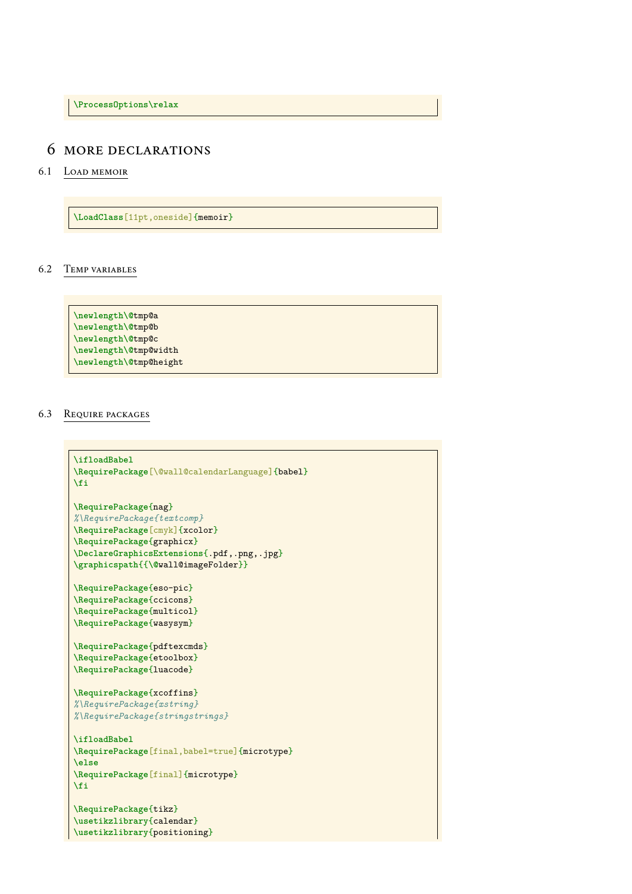```
\ProcessOptions\relax
```

# 6 more declarations

## 6.1 Load memoir

```
\LoadClass[11pt,oneside]{memoir}
```

## 6.2 Temp variables

```
\newlength\@tmp@a
\newlength\@tmp@b
\newlength\@tmp@c
\newlength\@tmp@width
\newlength\@tmp@height
```

## 6.3 Require packages

```
\ifloadBabel
\RequirePackage[\@wall@calendarLanguage]{babel}
\fi

\RequirePackage{nag}
%\RequirePackage{textcomp}
\RequirePackage[cmyk]{xcolor}
\RequirePackage{graphicx}
\DeclareGraphicsExtensions{.pdf,.png,.jpg}
\graphicspath{{\@wall@imageFolder}}

\RequirePackage{eso-pic}
\RequirePackage{ccicons}
\RequirePackage{multicol}
\RequirePackage{wasysym}

\RequirePackage{pdftexcmds}
\RequirePackage{etoolbox}
\RequirePackage{luacode}

\RequirePackage{xcoffins}
%\RequirePackage{xstring}
%\RequirePackage{stringstrings}

\ifloadBabel
\RequirePackage[final,babel=true]{microtype}
\else
\RequirePackage[final]{microtype}
\fi

\RequirePackage{tikz}
\usetikzlibrary{calendar}
\usetikzlibrary{positioning}
```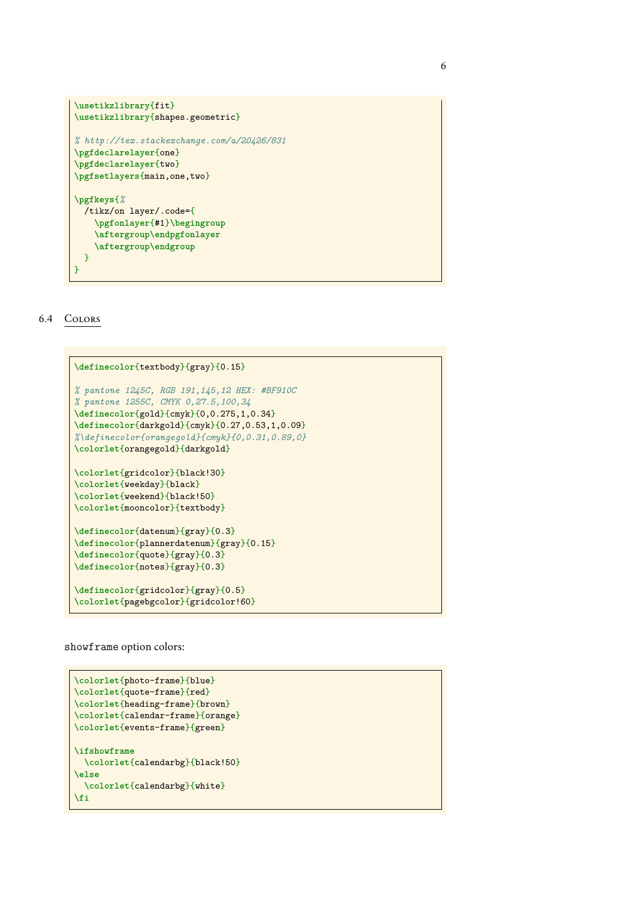```
\usetikzlibrary{fit}
\usetikzlibrary{shapes.geometric}

% http://tex.stackexchange.com/a/20426/831
\pgfdeclarelayer{one}
\pgfdeclarelayer{two}
\pgfsetlayers{main,one,two}

\pgfkeys{%
  /tikz/on layer/.code={
    \pgfonlayer{#1}\begingroup
    \aftergroup\endpgfonlayer
    \aftergroup\endgroup
  }
}
```

## 6.4 Colors

```
\definecolor{textbody}{gray}{0.15}

% pantone 1245C, RGB 191,145,12 HEX: #BF910C
% pantone 1255C, CMYK 0,27.5,100,34
\definecolor{gold}{cmyk}{0,0.275,1,0.34}
\definecolor{darkgold}{cmyk}{0.27,0.53,1,0.09}
%\definecolor{orangegold}{cmyk}{0,0.31,0.89,0}
\colorlet{orangegold}{darkgold}

\colorlet{gridcolor}{black!30}
\colorlet{weekday}{black}
\colorlet{weekend}{black!50}
\colorlet{mooncolor}{textbody}

\definecolor{datenum}{gray}{0.3}
\definecolor{plannerdatenum}{gray}{0.15}
\definecolor{quote}{gray}{0.3}
\definecolor{notes}{gray}{0.3}

\definecolor{gridcolor}{gray}{0.5}
\colorlet{pagebgcolor}{gridcolor!60}
```

`showframe` option colors:

```
\colorlet{photo-frame}{blue}
\colorlet{quote-frame}{red}
\colorlet{heading-frame}{brown}
\colorlet{calendar-frame}{orange}
\colorlet{events-frame}{green}

\ifshowframe
  \colorlet{calendarbg}{black!50}
\else
  \colorlet{calendarbg}{white}
\fi
```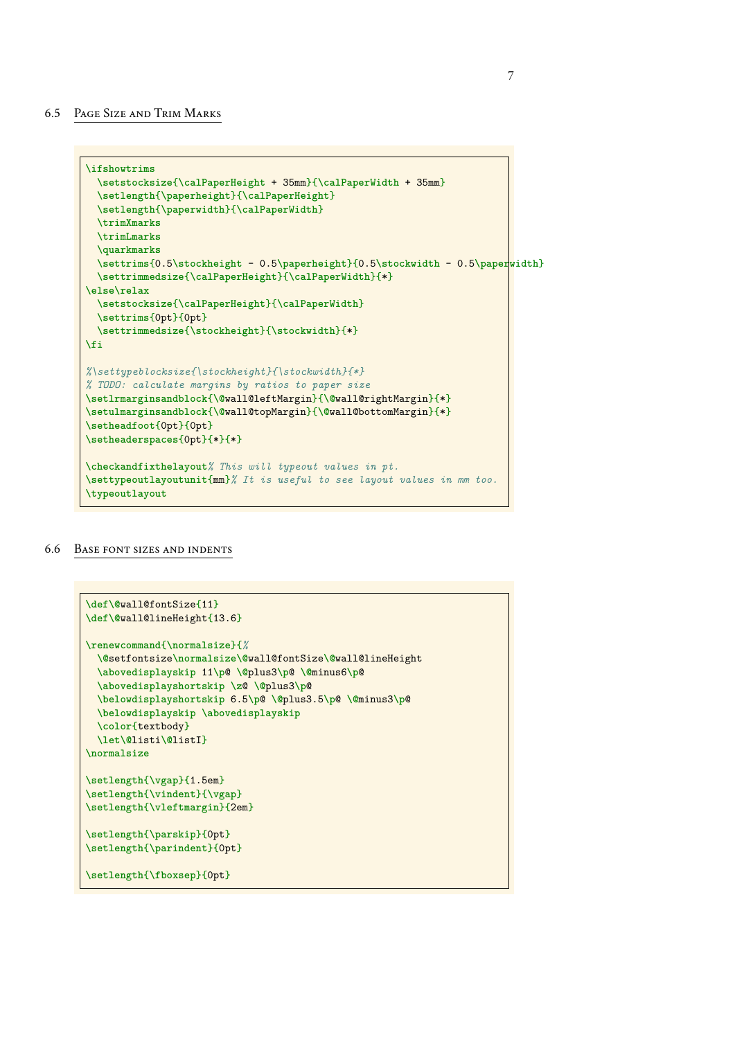## 6.5 Page Size and Trim Marks

```
\ifshowtrims
  \setstocksize{\calPaperHeight + 35mm}{\calPaperWidth + 35mm}
  \setlength{\paperheight}{\calPaperHeight}
  \setlength{\paperwidth}{\calPaperWidth}
  \trimXmarks
  \trimLmarks
  \quarkmarks
  \settrims{0.5\stockheight - 0.5\paperheight}{0.5\stockwidth - 0.5\paperwidth}
  \settrimmedsize{\calPaperHeight}{\calPaperWidth}{*}
\else\relax
  \setstocksize{\calPaperHeight}{\calPaperWidth}
  \settrims{0pt}{0pt}
  \settrimmedsize{\stockheight}{\stockwidth}{*}
\fi

%\settypeblocksize{\stockheight}{\stockwidth}{*}
% TODO: calculate margins by ratios to paper size
\setlrmarginsandblock{\@wall@leftMargin}{\@wall@rightMargin}{*}
\setulmarginsandblock{\@wall@topMargin}{\@wall@bottomMargin}{*}
\setheadfoot{0pt}{0pt}
\setheaderspaces{0pt}{*}{*}

\checkandfixthelayout% This will typeout values in pt.
\settypeoutlayoutunit{mm}% It is useful to see layout values in mm too.
\typeoutlayout
```

## 6.6 Base font sizes and indents

```
\def\@wall@fontSize{11}
\def\@wall@lineHeight{13.6}

\renewcommand{\normalsize}{%
  \@setfontsize\normalsize\@wall@fontSize\@wall@lineHeight
  \abovedisplayskip 11\p@ \@plus3\p@ \@minus6\p@
  \abovedisplayshortskip \z@ \@plus3\p@
  \belowdisplayshortskip 6.5\p@ \@plus3.5\p@ \@minus3\p@
  \belowdisplayskip \abovedisplayskip
  \color{textbody}
  \let\@listi\@listI}
\normalsize

\setlength{\vgap}{1.5em}
\setlength{\vindent}{\vgap}
\setlength{\vleftmargin}{2em}

\setlength{\parskip}{0pt}
\setlength{\parindent}{0pt}

\setlength{\fboxsep}{0pt}
```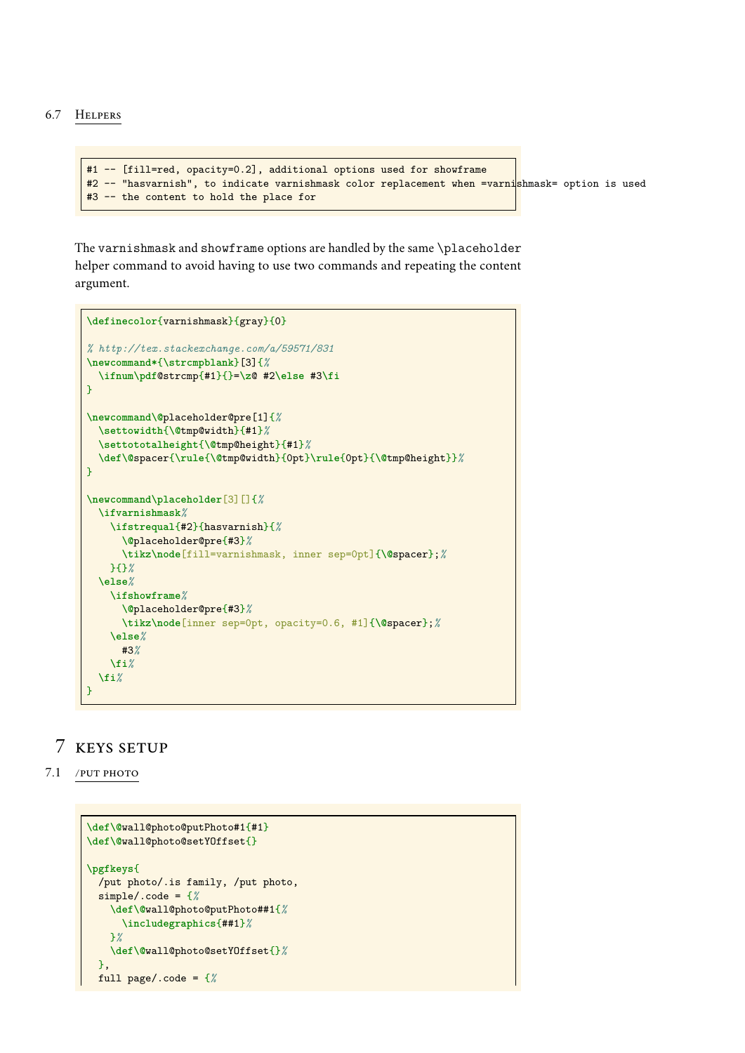### 6.7 Helpers

```
#1 -- [fill=red, opacity=0.2], additional options used for showframe
#2 -- "hasvarnish", to indicate varnishmask color replacement when =varnishmask= option is used
#3 -- the content to hold the place for
```

The `varnishmask` and `showframe` options are handled by the same `\placeholder` helper command to avoid having to use two commands and repeating the content argument.

```
\definecolor{varnishmask}{gray}{0}

% http://tex.stackexchange.com/a/59571/831
\newcommand*{\strcmpblank}[3]{%
  \ifnum\pdf@strcmp{#1}{}=\z@ #2\else #3\fi
}

\newcommand\@placeholder@pre[1]{%
  \settowidth{\@tmp@width}{#1}%
  \settototalheight{\@tmp@height}{#1}%
  \def\@spacer{\rule{\@tmp@width}{0pt}\rule{0pt}{\@tmp@height}}%
}

\newcommand\placeholder[3][]{%
  \ifvarnishmask%
    \ifstrequal{#2}{hasvarnish}{%
      \@placeholder@pre{#3}%
      \tikz\node[fill=varnishmask, inner sep=0pt]{\@spacer};%
    }{}%
  \else%
    \ifshowframe%
      \@placeholder@pre{#3}%
      \tikz\node[inner sep=0pt, opacity=0.6, #1]{\@spacer};%
    \else%
      #3%
    \fi%
  \fi%
}
```

## 7 Keys setup

### 7.1 /put photo

```
\def\@wall@photo@putPhoto#1{#1}
\def\@wall@photo@setYOffset{}

\pgfkeys{
  /put photo/.is family, /put photo,
  simple/.code = {%
    \def\@wall@photo@putPhoto##1{%
      \includegraphics{##1}%
    }%
    \def\@wall@photo@setYOffset{}%
  },
  full page/.code = {%
```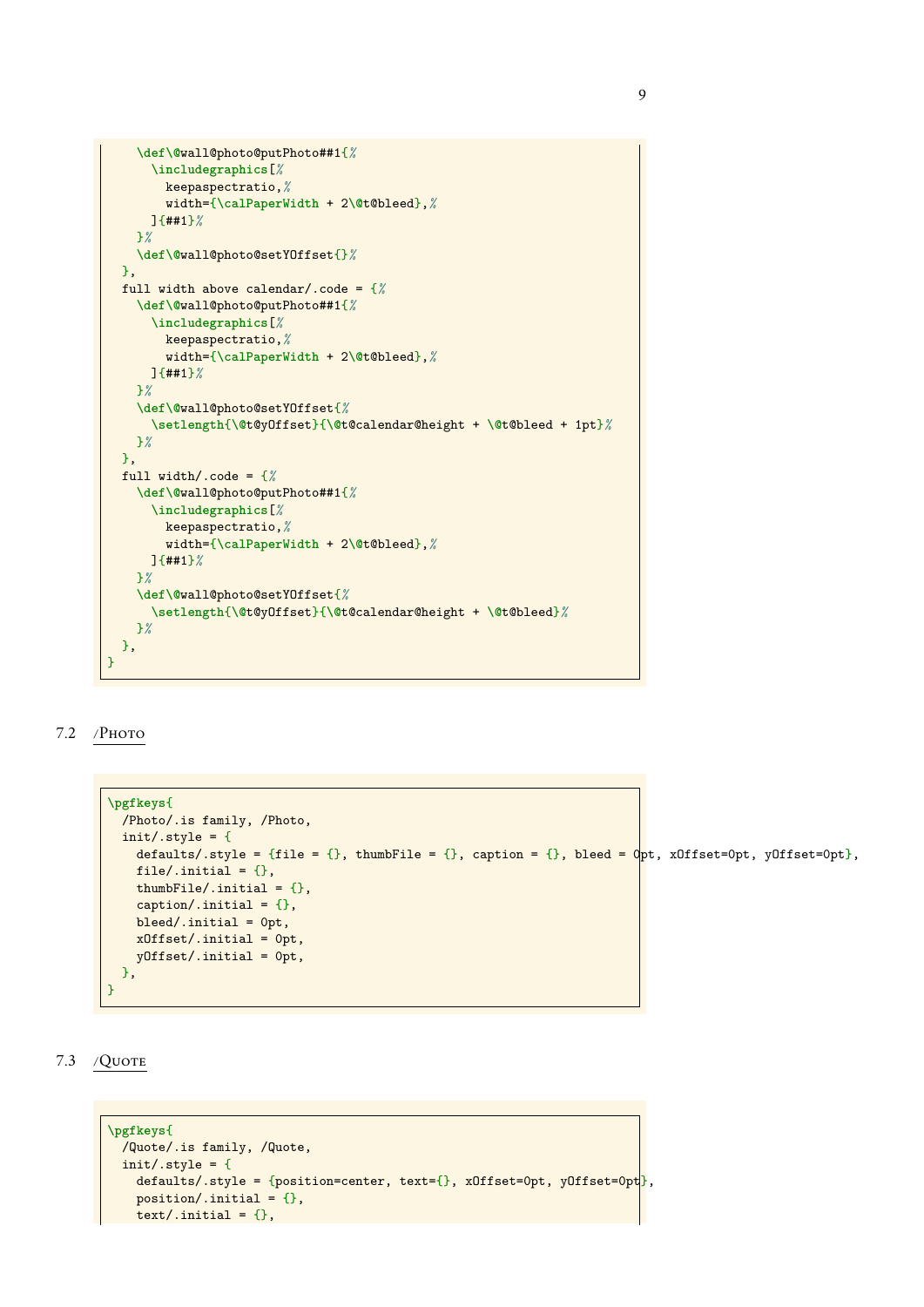```
    \def\@wall@photo@putPhoto##1{%
      \includegraphics[%
        keepaspectratio,%
        width={\calPaperWidth + 2\@t@bleed},%
      ]{##1}%
    }%
    \def\@wall@photo@setYOffset{}%
  },
  full width above calendar/.code = {%
    \def\@wall@photo@putPhoto##1{%
      \includegraphics[%
        keepaspectratio,%
        width={\calPaperWidth + 2\@t@bleed},%
      ]{##1}%
    }%
    \def\@wall@photo@setYOffset{%
      \setlength{\@t@yOffset}{\@t@calendar@height + \@t@bleed + 1pt}%
    }%
  },
  full width/.code = {%
    \def\@wall@photo@putPhoto##1{%
      \includegraphics[%
        keepaspectratio,%
        width={\calPaperWidth + 2\@t@bleed},%
      ]{##1}%
    }%
    \def\@wall@photo@setYOffset{%
      \setlength{\@t@yOffset}{\@t@calendar@height + \@t@bleed}%
    }%
  },
}
```

## 7.2 /Photo

```
\pgfkeys{
  /Photo/.is family, /Photo,
  init/.style = {
    defaults/.style = {file = {}, thumbFile = {}, caption = {}, bleed = 0pt, xOffset=0pt, yOffset=0pt},
    file/.initial = {},
    thumbFile/.initial = {},
    caption/.initial = {},
    bleed/.initial = 0pt,
    xOffset/.initial = 0pt,
    yOffset/.initial = 0pt,
  },
}
```

## 7.3 /Quote

```
\pgfkeys{
  /Quote/.is family, /Quote,
  init/.style = {
    defaults/.style = {position=center, text={}, xOffset=0pt, yOffset=0pt},
    position/.initial = {},
    text/.initial = {},
```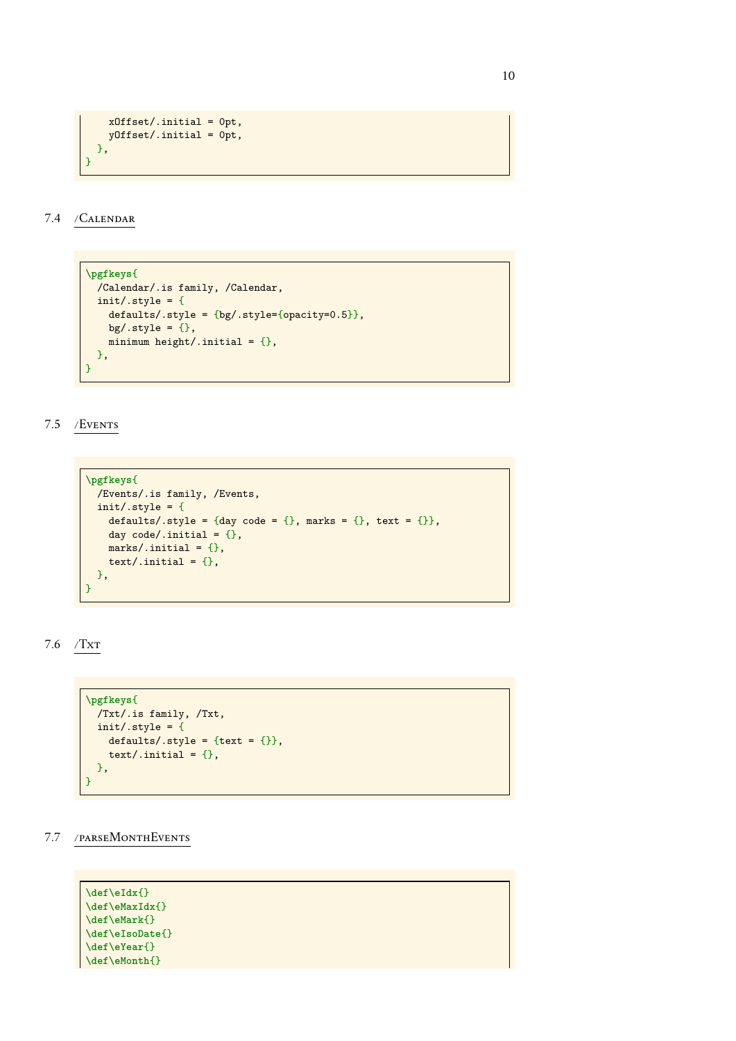```
    xOffset/.initial = 0pt,
    yOffset/.initial = 0pt,
  },
}
```

### 7.4 /Calendar

```
\pgfkeys{
  /Calendar/.is family, /Calendar,
  init/.style = {
    defaults/.style = {bg/.style={opacity=0.5}},
    bg/.style = {},
    minimum height/.initial = {},
  },
}
```

### 7.5 /Events

```
\pgfkeys{
  /Events/.is family, /Events,
  init/.style = {
    defaults/.style = {day code = {}, marks = {}, text = {}},
    day code/.initial = {},
    marks/.initial = {},
    text/.initial = {},
  },
}
```

### 7.6 /Txt

```
\pgfkeys{
  /Txt/.is family, /Txt,
  init/.style = {
    defaults/.style = {text = {}},
    text/.initial = {},
  },
}
```

### 7.7 /parseMonthEvents

```
\def\eIdx{}
\def\eMaxIdx{}
\def\eMark{}
\def\eIsoDate{}
\def\eYear{}
\def\eMonth{}
```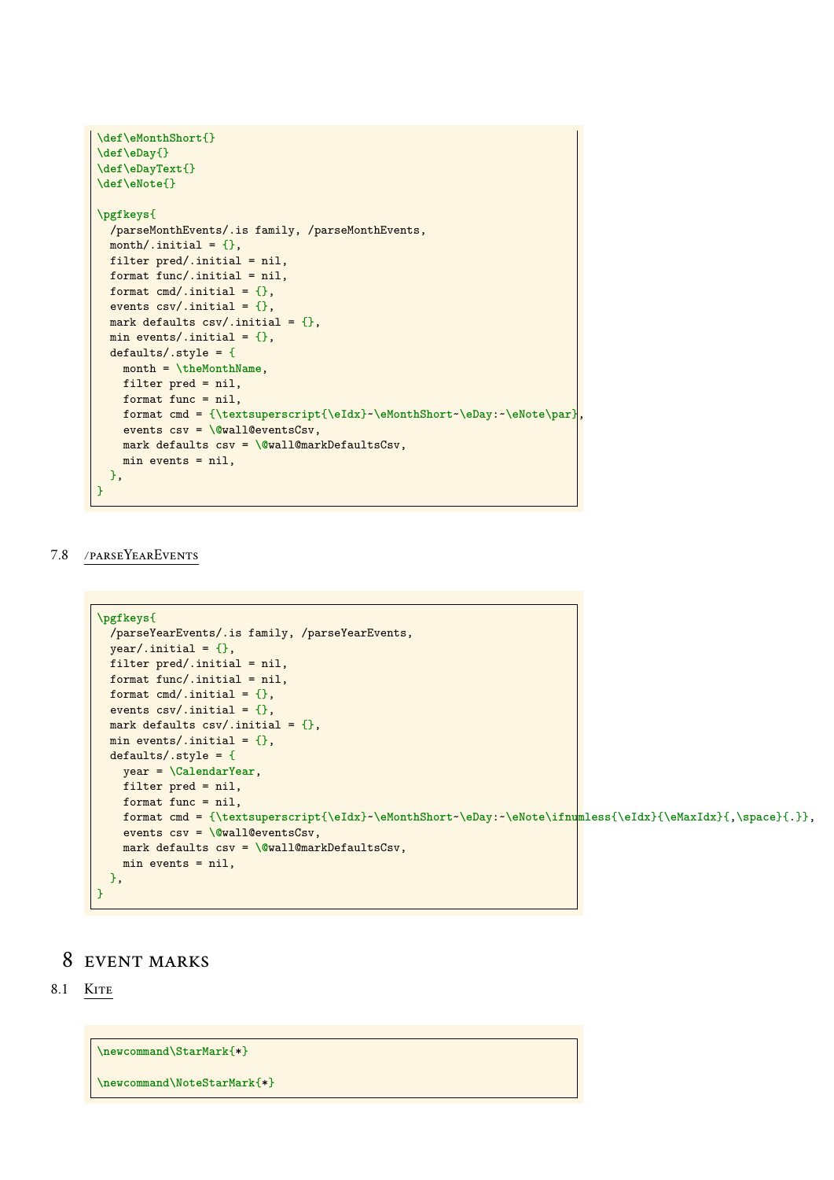```
\def\eMonthShort{}
\def\eDay{}
\def\eDayText{}
\def\eNote{}

\pgfkeys{
  /parseMonthEvents/.is family, /parseMonthEvents,
  month/.initial = {},
  filter pred/.initial = nil,
  format func/.initial = nil,
  format cmd/.initial = {},
  events csv/.initial = {},
  mark defaults csv/.initial = {},
  min events/.initial = {},
  defaults/.style = {
    month = \theMonthName,
    filter pred = nil,
    format func = nil,
    format cmd = {\textsuperscript{\eIdx}~\eMonthShort~\eDay:~\eNote\par},
    events csv = \@wall@eventsCsv,
    mark defaults csv = \@wall@markDefaultsCsv,
    min events = nil,
  },
}
```

## 7.8 /parseYearEvents

```
\pgfkeys{
  /parseYearEvents/.is family, /parseYearEvents,
  year/.initial = {},
  filter pred/.initial = nil,
  format func/.initial = nil,
  format cmd/.initial = {},
  events csv/.initial = {},
  mark defaults csv/.initial = {},
  min events/.initial = {},
  defaults/.style = {
    year = \CalendarYear,
    filter pred = nil,
    format func = nil,
    format cmd = {\textsuperscript{\eIdx}~\eMonthShort~\eDay:~\eNote\ifnumless{\eIdx}{\eMaxIdx}{,\space}{.}},
    events csv = \@wall@eventsCsv,
    mark defaults csv = \@wall@markDefaultsCsv,
    min events = nil,
  },
}
```

# 8 Event marks

## 8.1 Kite

```
\newcommand\StarMark{*}

\newcommand\NoteStarMark{*}
```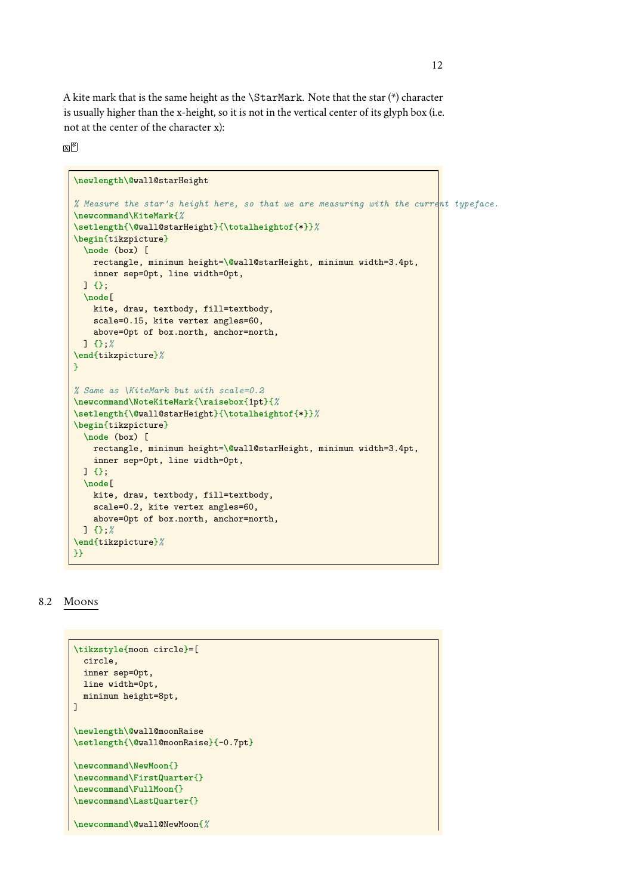A kite mark that is the same height as the `\StarMark`. Note that the star (*) character is usually higher than the x-height, so it is not in the vertical center of its glyph box (i.e. not at the center of the character x):

x*

```
\newlength\@wall@starHeight

% Measure the star's height here, so that we are measuring with the current typeface.
\newcommand\KiteMark{%
\setlength{\@wall@starHeight}{\totalheightof{*}}%
\begin{tikzpicture}
  \node (box) [
    rectangle, minimum height=\@wall@starHeight, minimum width=3.4pt,
    inner sep=0pt, line width=0pt,
  ] {};
  \node[
    kite, draw, textbody, fill=textbody,
    scale=0.15, kite vertex angles=60,
    above=0pt of box.north, anchor=north,
  ] {};%
\end{tikzpicture}%
}

% Same as \KiteMark but with scale=0.2
\newcommand\NoteKiteMark{\raisebox{1pt}{%
\setlength{\@wall@starHeight}{\totalheightof{*}}%
\begin{tikzpicture}
  \node (box) [
    rectangle, minimum height=\@wall@starHeight, minimum width=3.4pt,
    inner sep=0pt, line width=0pt,
  ] {};
  \node[
    kite, draw, textbody, fill=textbody,
    scale=0.2, kite vertex angles=60,
    above=0pt of box.north, anchor=north,
  ] {};%
\end{tikzpicture}%
}}
```

## 8.2 Moons

```
\tikzstyle{moon circle}=[
  circle,
  inner sep=0pt,
  line width=0pt,
  minimum height=8pt,
]

\newlength\@wall@moonRaise
\setlength{\@wall@moonRaise}{-0.7pt}

\newcommand\NewMoon{}
\newcommand\FirstQuarter{}
\newcommand\FullMoon{}
\newcommand\LastQuarter{}

\newcommand\@wall@NewMoon{%
```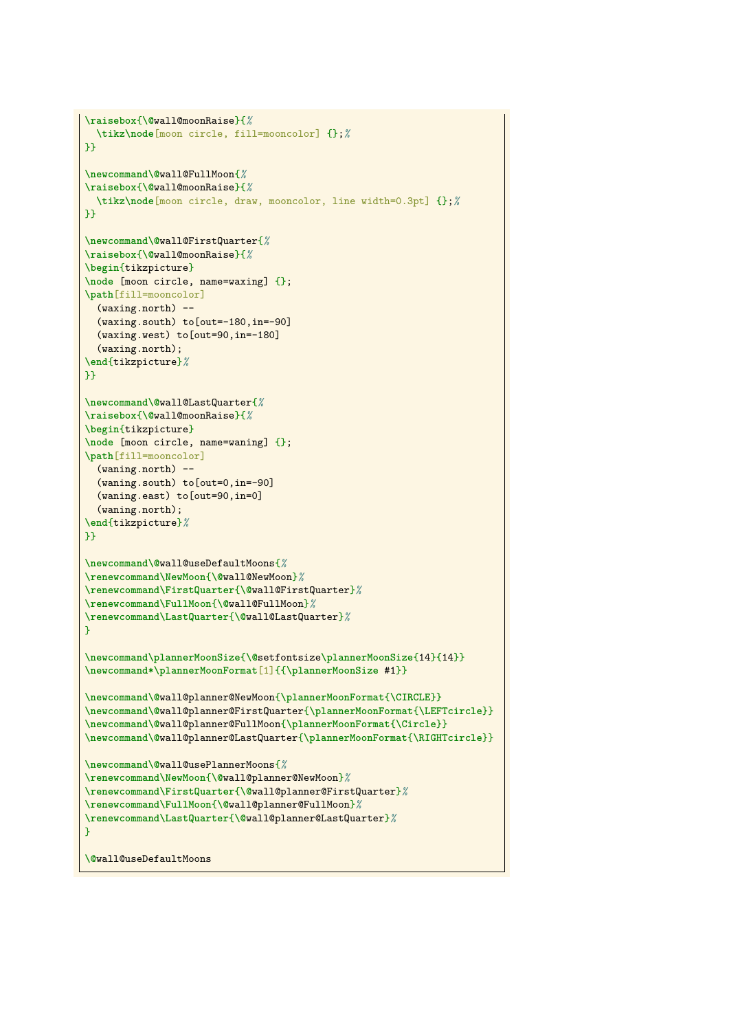```
\raisebox{\@wall@moonRaise}{%
  \tikz\node[moon circle, fill=mooncolor] {};%
}}

\newcommand\@wall@FullMoon{%
\raisebox{\@wall@moonRaise}{%
  \tikz\node[moon circle, draw, mooncolor, line width=0.3pt] {};%
}}

\newcommand\@wall@FirstQuarter{%
\raisebox{\@wall@moonRaise}{%
\begin{tikzpicture}
\node [moon circle, name=waxing] {};
\path[fill=mooncolor]
  (waxing.north) --
  (waxing.south) to[out=-180,in=-90]
  (waxing.west) to[out=90,in=-180]
  (waxing.north);
\end{tikzpicture}%
}}

\newcommand\@wall@LastQuarter{%
\raisebox{\@wall@moonRaise}{%
\begin{tikzpicture}
\node [moon circle, name=waning] {};
\path[fill=mooncolor]
  (waning.north) --
  (waning.south) to[out=0,in=-90]
  (waning.east) to[out=90,in=0]
  (waning.north);
\end{tikzpicture}%
}}

\newcommand\@wall@useDefaultMoons{%
\renewcommand\NewMoon{\@wall@NewMoon}%
\renewcommand\FirstQuarter{\@wall@FirstQuarter}%
\renewcommand\FullMoon{\@wall@FullMoon}%
\renewcommand\LastQuarter{\@wall@LastQuarter}%
}

\newcommand\plannerMoonSize{\@setfontsize\plannerMoonSize{14}{14}}
\newcommand*\plannerMoonFormat[1]{{\plannerMoonSize #1}}

\newcommand\@wall@planner@NewMoon{\plannerMoonFormat{\CIRCLE}}
\newcommand\@wall@planner@FirstQuarter{\plannerMoonFormat{\LEFTcircle}}
\newcommand\@wall@planner@FullMoon{\plannerMoonFormat{\Circle}}
\newcommand\@wall@planner@LastQuarter{\plannerMoonFormat{\RIGHTcircle}}

\newcommand\@wall@usePlannerMoons{%
\renewcommand\NewMoon{\@wall@planner@NewMoon}%
\renewcommand\FirstQuarter{\@wall@planner@FirstQuarter}%
\renewcommand\FullMoon{\@wall@planner@FullMoon}%
\renewcommand\LastQuarter{\@wall@planner@LastQuarter}%
}

\@wall@useDefaultMoons
```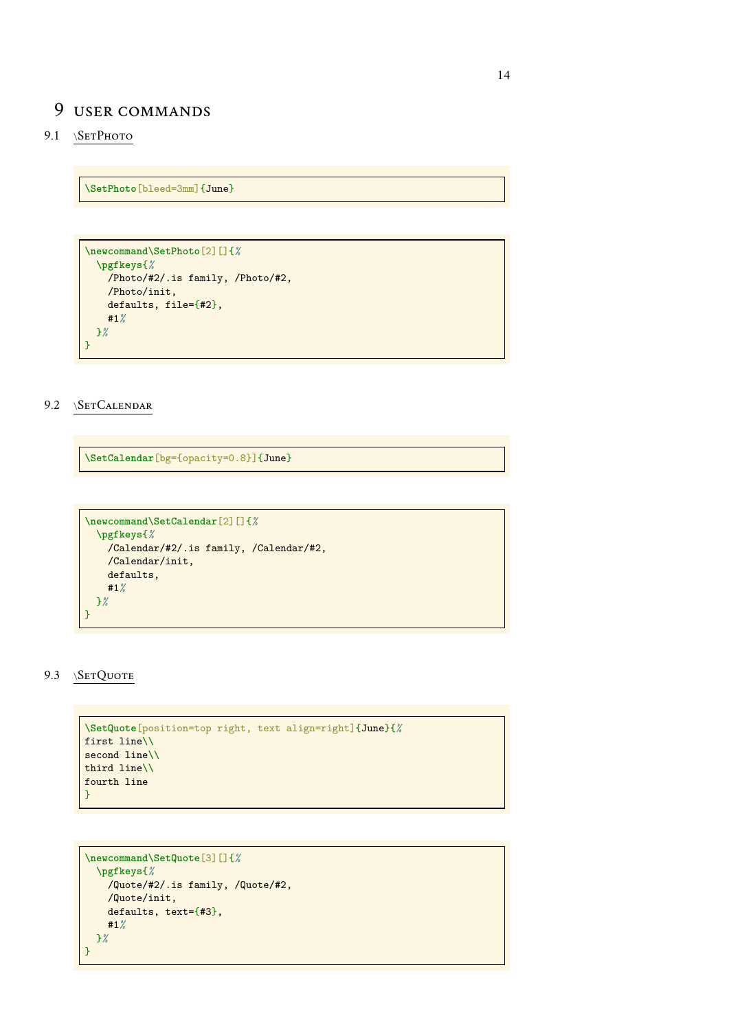# 9 USER COMMANDS

## 9.1 \SetPhoto

```
\SetPhoto[bleed=3mm]{June}
```

```
\newcommand\SetPhoto[2][]{%
  \pgfkeys{%
    /Photo/#2/.is family, /Photo/#2,
    /Photo/init,
    defaults, file={#2},
    #1%
  }%
}
```

## 9.2 \SetCalendar

```
\SetCalendar[bg={opacity=0.8}]{June}
```

```
\newcommand\SetCalendar[2][]{%
  \pgfkeys{%
    /Calendar/#2/.is family, /Calendar/#2,
    /Calendar/init,
    defaults,
    #1%
  }%
}
```

## 9.3 \SetQuote

```
\SetQuote[position=top right, text align=right]{June}{%
first line\\
second line\\
third line\\
fourth line
}
```

```
\newcommand\SetQuote[3][]{%
  \pgfkeys{%
    /Quote/#2/.is family, /Quote/#2,
    /Quote/init,
    defaults, text={#3},
    #1%
  }%
}
```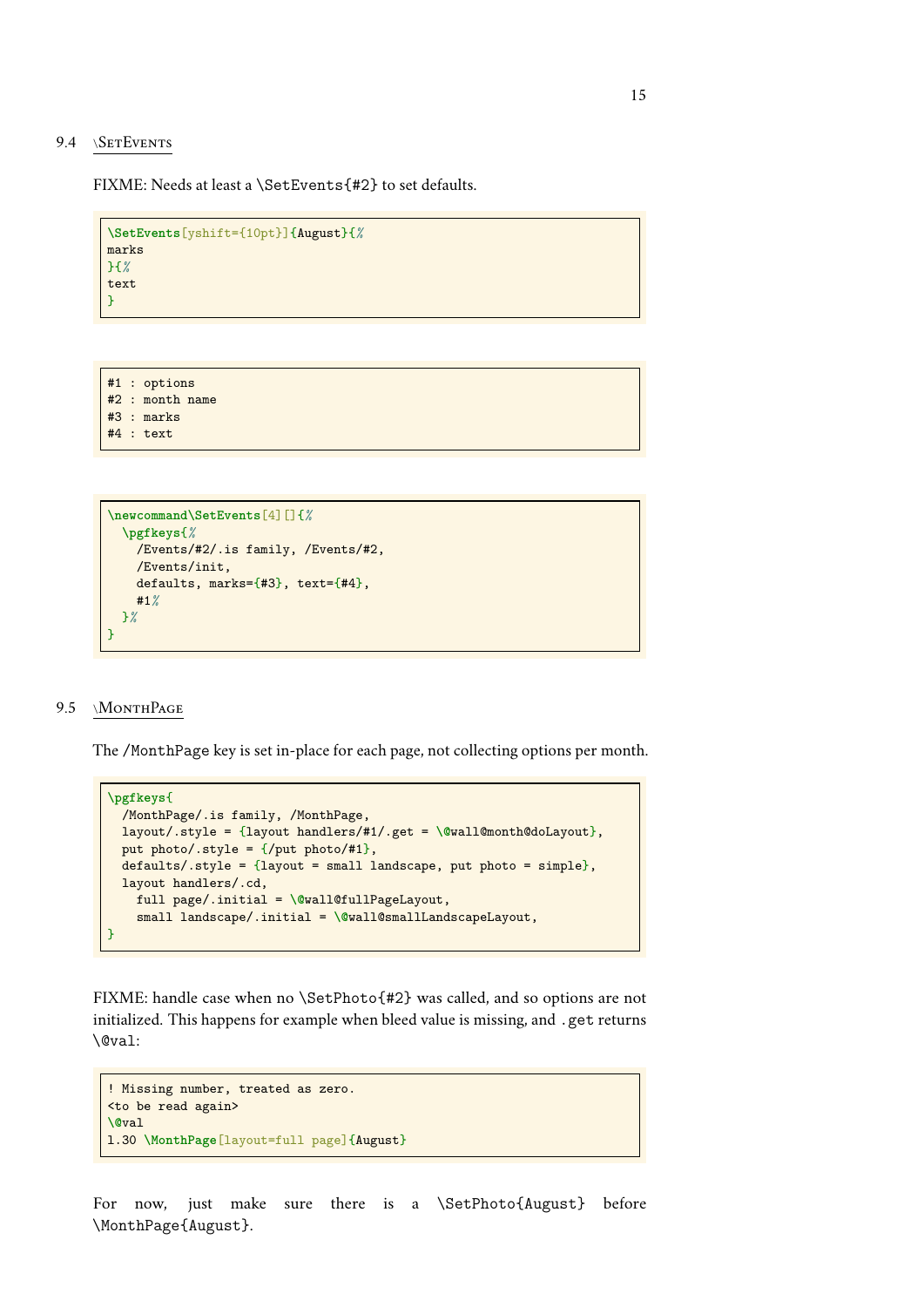### 9.4 \SetEvents

FIXME: Needs at least a `\SetEvents{#2}` to set defaults.

```
\SetEvents[yshift={10pt}]{August}{%
marks
}{%
text
}
```

```
#1 : options
#2 : month name
#3 : marks
#4 : text
```

```
\newcommand\SetEvents[4][]{%
  \pgfkeys{%
    /Events/#2/.is family, /Events/#2,
    /Events/init,
    defaults, marks={#3}, text={#4},
    #1%
  }%
}
```

### 9.5 \MonthPage

The `/MonthPage` key is set in-place for each page, not collecting options per month.

```
\pgfkeys{
  /MonthPage/.is family, /MonthPage,
  layout/.style = {layout handlers/#1/.get = \@wall@month@doLayout},
  put photo/.style = {/put photo/#1},
  defaults/.style = {layout = small landscape, put photo = simple},
  layout handlers/.cd,
    full page/.initial = \@wall@fullPageLayout,
    small landscape/.initial = \@wall@smallLandscapeLayout,
}
```

FIXME: handle case when no `\SetPhoto{#2}` was called, and so options are not initialized. This happens for example when bleed value is missing, and `.get` returns `\@val`:

```
! Missing number, treated as zero.
<to be read again>
\@val
l.30 \MonthPage[layout=full page]{August}
```

For now, just make sure there is a `\SetPhoto{August}` before `\MonthPage{August}`.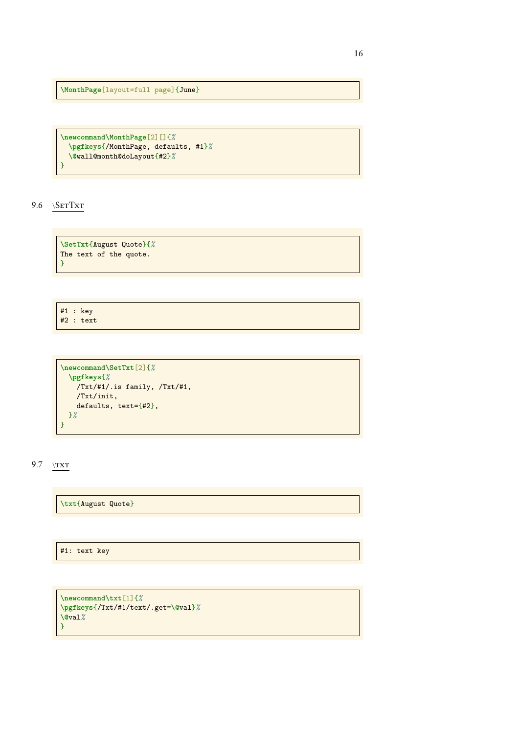```
\MonthPage[layout=full page]{June}
```

```
\newcommand\MonthPage[2][]{%
  \pgfkeys{/MonthPage, defaults, #1}%
  \@wall@month@doLayout{#2}%
}
```

## 9.6 \SetTxt

```
\SetTxt{August Quote}{%
The text of the quote.
}
```

```
#1 : key
#2 : text
```

```
\newcommand\SetTxt[2]{%
  \pgfkeys{%
    /Txt/#1/.is family, /Txt/#1,
    /Txt/init,
    defaults, text={#2},
  }%
}
```

## 9.7 \txt

```
\txt{August Quote}
```

```
#1: text key
```

```
\newcommand\txt[1]{%
\pgfkeys{/Txt/#1/text/.get=\@val}%
\@val%
}
```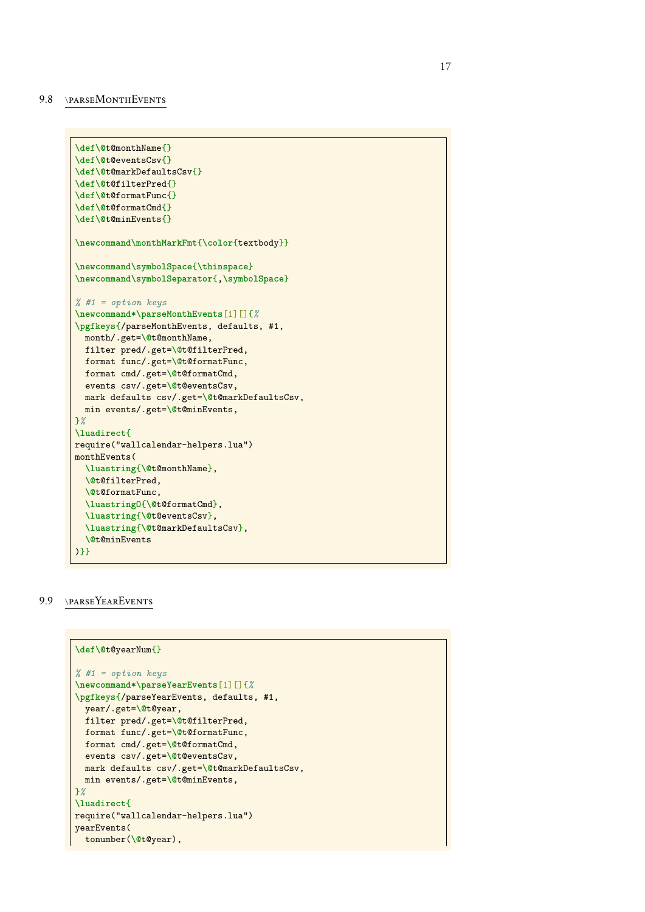### 9.8 \parseMonthEvents

```
\def\@t@monthName{}
\def\@t@eventsCsv{}
\def\@t@markDefaultsCsv{}
\def\@t@filterPred{}
\def\@t@formatFunc{}
\def\@t@formatCmd{}
\def\@t@minEvents{}

\newcommand\monthMarkFmt{\color{textbody}}

\newcommand\symbolSpace{\thinspace}
\newcommand\symbolSeparator{,\symbolSpace}

% #1 = option keys
\newcommand*\parseMonthEvents[1][]{%
\pgfkeys{/parseMonthEvents, defaults, #1,
  month/.get=\@t@monthName,
  filter pred/.get=\@t@filterPred,
  format func/.get=\@t@formatFunc,
  format cmd/.get=\@t@formatCmd,
  events csv/.get=\@t@eventsCsv,
  mark defaults csv/.get=\@t@markDefaultsCsv,
  min events/.get=\@t@minEvents,
}%
\luadirect{
require("wallcalendar-helpers.lua")
monthEvents(
  \luastring{\@t@monthName},
  \@t@filterPred,
  \@t@formatFunc,
  \luastringO{\@t@formatCmd},
  \luastring{\@t@eventsCsv},
  \luastring{\@t@markDefaultsCsv},
  \@t@minEvents
)}}
```

### 9.9 \parseYearEvents

```
\def\@t@yearNum{}

% #1 = option keys
\newcommand*\parseYearEvents[1][]{%
\pgfkeys{/parseYearEvents, defaults, #1,
  year/.get=\@t@year,
  filter pred/.get=\@t@filterPred,
  format func/.get=\@t@formatFunc,
  format cmd/.get=\@t@formatCmd,
  events csv/.get=\@t@eventsCsv,
  mark defaults csv/.get=\@t@markDefaultsCsv,
  min events/.get=\@t@minEvents,
}%
\luadirect{
require("wallcalendar-helpers.lua")
yearEvents(
  tonumber(\@t@year),
```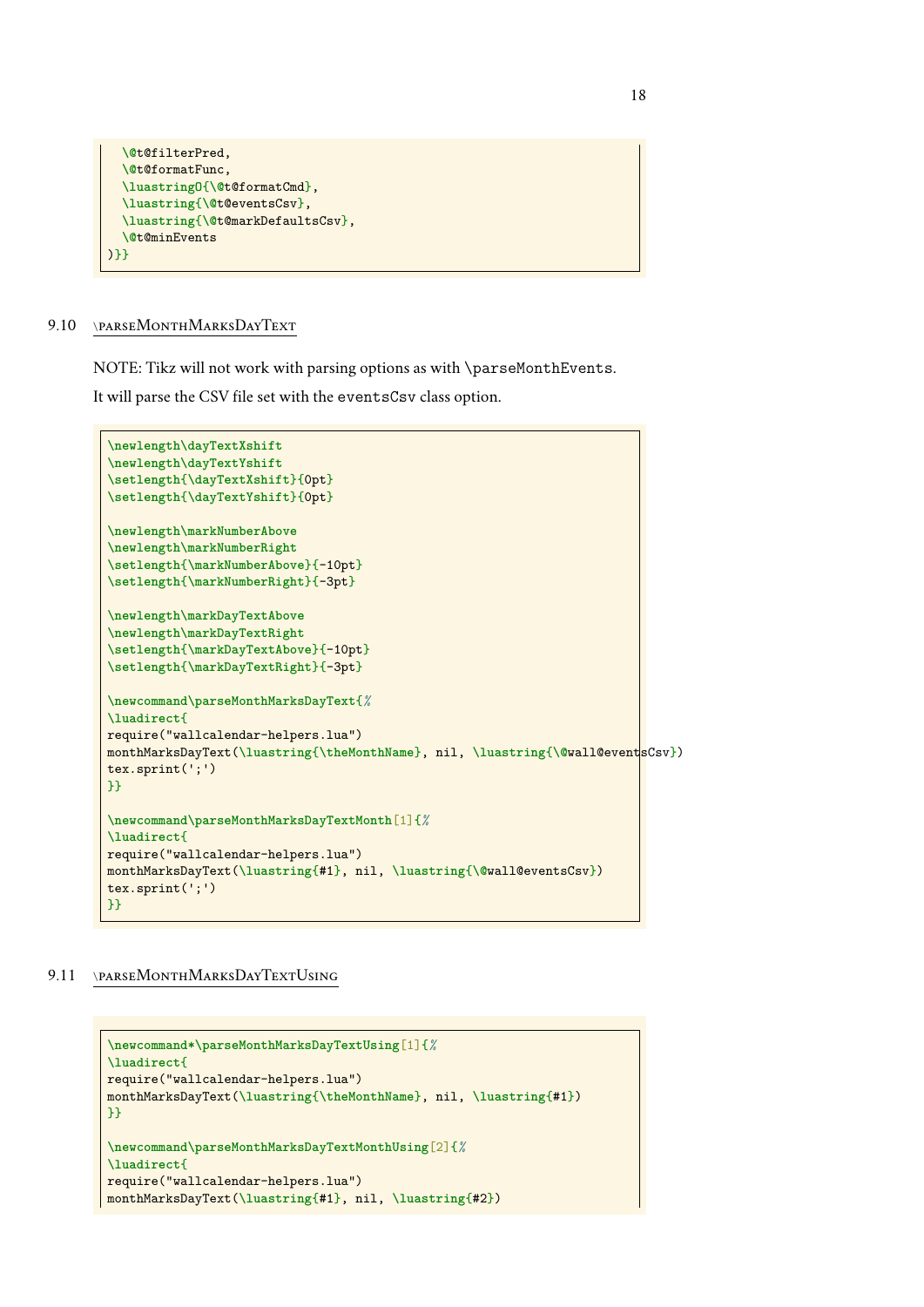```
  \@t@filterPred,
  \@t@formatFunc,
  \luastringO{\@t@formatCmd},
  \luastring{\@t@eventsCsv},
  \luastring{\@t@markDefaultsCsv},
  \@t@minEvents
)}}
```

## 9.10 \parseMonthMarksDayText

NOTE: Tikz will not work with parsing options as with `\parseMonthEvents`.

It will parse the CSV file set with the `eventsCsv` class option.

```
\newlength\dayTextXshift
\newlength\dayTextYshift
\setlength{\dayTextXshift}{0pt}
\setlength{\dayTextYshift}{0pt}

\newlength\markNumberAbove
\newlength\markNumberRight
\setlength{\markNumberAbove}{-10pt}
\setlength{\markNumberRight}{-3pt}

\newlength\markDayTextAbove
\newlength\markDayTextRight
\setlength{\markDayTextAbove}{-10pt}
\setlength{\markDayTextRight}{-3pt}

\newcommand\parseMonthMarksDayText{%
\luadirect{
require("wallcalendar-helpers.lua")
monthMarksDayText(\luastring{\theMonthName}, nil, \luastring{\@wall@eventsCsv})
tex.sprint(';')
}}

\newcommand\parseMonthMarksDayTextMonth[1]{%
\luadirect{
require("wallcalendar-helpers.lua")
monthMarksDayText(\luastring{#1}, nil, \luastring{\@wall@eventsCsv})
tex.sprint(';')
}}
```

## 9.11 \parseMonthMarksDayTextUsing

```
\newcommand*\parseMonthMarksDayTextUsing[1]{%
\luadirect{
require("wallcalendar-helpers.lua")
monthMarksDayText(\luastring{\theMonthName}, nil, \luastring{#1})
}}

\newcommand\parseMonthMarksDayTextMonthUsing[2]{%
\luadirect{
require("wallcalendar-helpers.lua")
monthMarksDayText(\luastring{#1}, nil, \luastring{#2})
```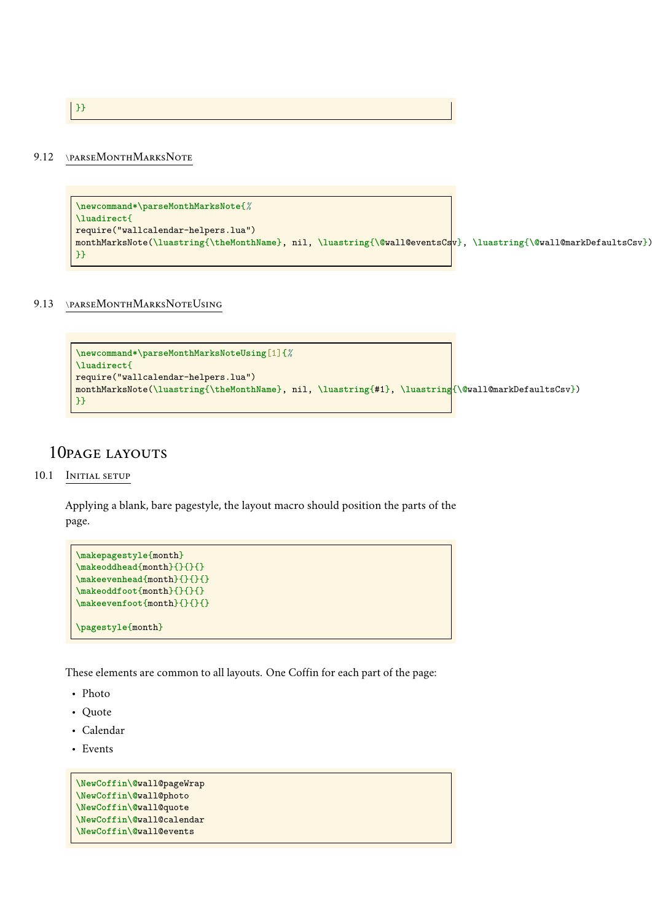```
}}
```

### 9.12 \parseMonthMarksNote

```
\newcommand*\parseMonthMarksNote{%
\luadirect{
require("wallcalendar-helpers.lua")
monthMarksNote(\luastring{\theMonthName}, nil, \luastring{\@wall@eventsCsv}, \luastring{\@wall@markDefaultsCsv})
}}
```

### 9.13 \parseMonthMarksNoteUsing

```
\newcommand*\parseMonthMarksNoteUsing[1]{%
\luadirect{
require("wallcalendar-helpers.lua")
monthMarksNote(\luastring{\theMonthName}, nil, \luastring{#1}, \luastring{\@wall@markDefaultsCsv})
}}
```

## 10 Page layouts

### 10.1 Initial setup

Applying a blank, bare pagestyle, the layout macro should position the parts of the page.

```
\makepagestyle{month}
\makeoddhead{month}{}{}{}
\makeevenhead{month}{}{}{}
\makeoddfoot{month}{}{}{}
\makeevenfoot{month}{}{}{}

\pagestyle{month}
```

These elements are common to all layouts. One Coffin for each part of the page:

- Photo
- Quote
- Calendar
- Events

```
\NewCoffin\@wall@pageWrap
\NewCoffin\@wall@photo
\NewCoffin\@wall@quote
\NewCoffin\@wall@calendar
\NewCoffin\@wall@events
```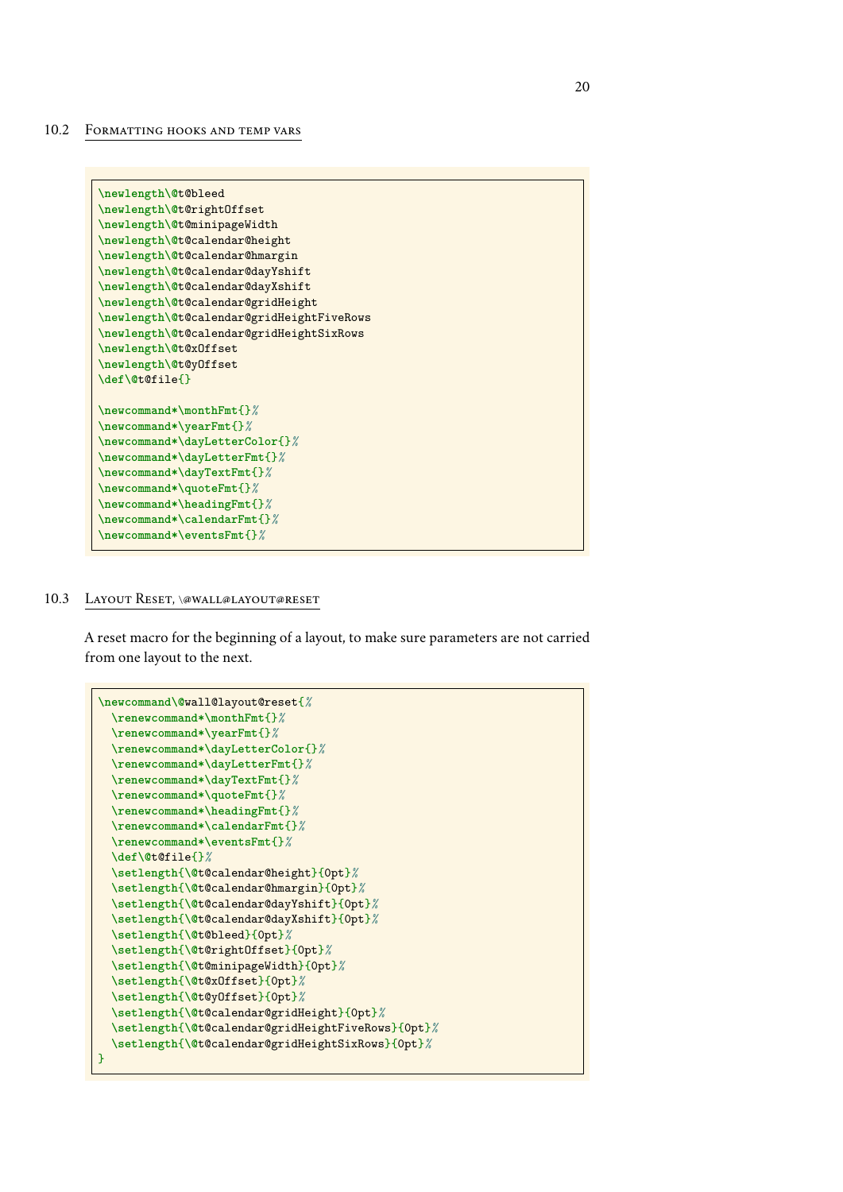### 10.2 Formatting hooks and temp vars

```
\newlength\@t@bleed
\newlength\@t@rightOffset
\newlength\@t@minipageWidth
\newlength\@t@calendar@height
\newlength\@t@calendar@hmargin
\newlength\@t@calendar@dayYshift
\newlength\@t@calendar@dayXshift
\newlength\@t@calendar@gridHeight
\newlength\@t@calendar@gridHeightFiveRows
\newlength\@t@calendar@gridHeightSixRows
\newlength\@t@xOffset
\newlength\@t@yOffset
\def\@t@file{}

\newcommand*\monthFmt{}%
\newcommand*\yearFmt{}%
\newcommand*\dayLetterColor{}%
\newcommand*\dayLetterFmt{}%
\newcommand*\dayTextFmt{}%
\newcommand*\quoteFmt{}%
\newcommand*\headingFmt{}%
\newcommand*\calendarFmt{}%
\newcommand*\eventsFmt{}%
```

### 10.3 Layout Reset, \@wall@layout@reset

A reset macro for the beginning of a layout, to make sure parameters are not carried from one layout to the next.

```
\newcommand\@wall@layout@reset{%
  \renewcommand*\monthFmt{}%
  \renewcommand*\yearFmt{}%
  \renewcommand*\dayLetterColor{}%
  \renewcommand*\dayLetterFmt{}%
  \renewcommand*\dayTextFmt{}%
  \renewcommand*\quoteFmt{}%
  \renewcommand*\headingFmt{}%
  \renewcommand*\calendarFmt{}%
  \renewcommand*\eventsFmt{}%
  \def\@t@file{}%
  \setlength{\@t@calendar@height}{0pt}%
  \setlength{\@t@calendar@hmargin}{0pt}%
  \setlength{\@t@calendar@dayYshift}{0pt}%
  \setlength{\@t@calendar@dayXshift}{0pt}%
  \setlength{\@t@bleed}{0pt}%
  \setlength{\@t@rightOffset}{0pt}%
  \setlength{\@t@minipageWidth}{0pt}%
  \setlength{\@t@xOffset}{0pt}%
  \setlength{\@t@yOffset}{0pt}%
  \setlength{\@t@calendar@gridHeight}{0pt}%
  \setlength{\@t@calendar@gridHeightFiveRows}{0pt}%
  \setlength{\@t@calendar@gridHeightSixRows}{0pt}%
}
```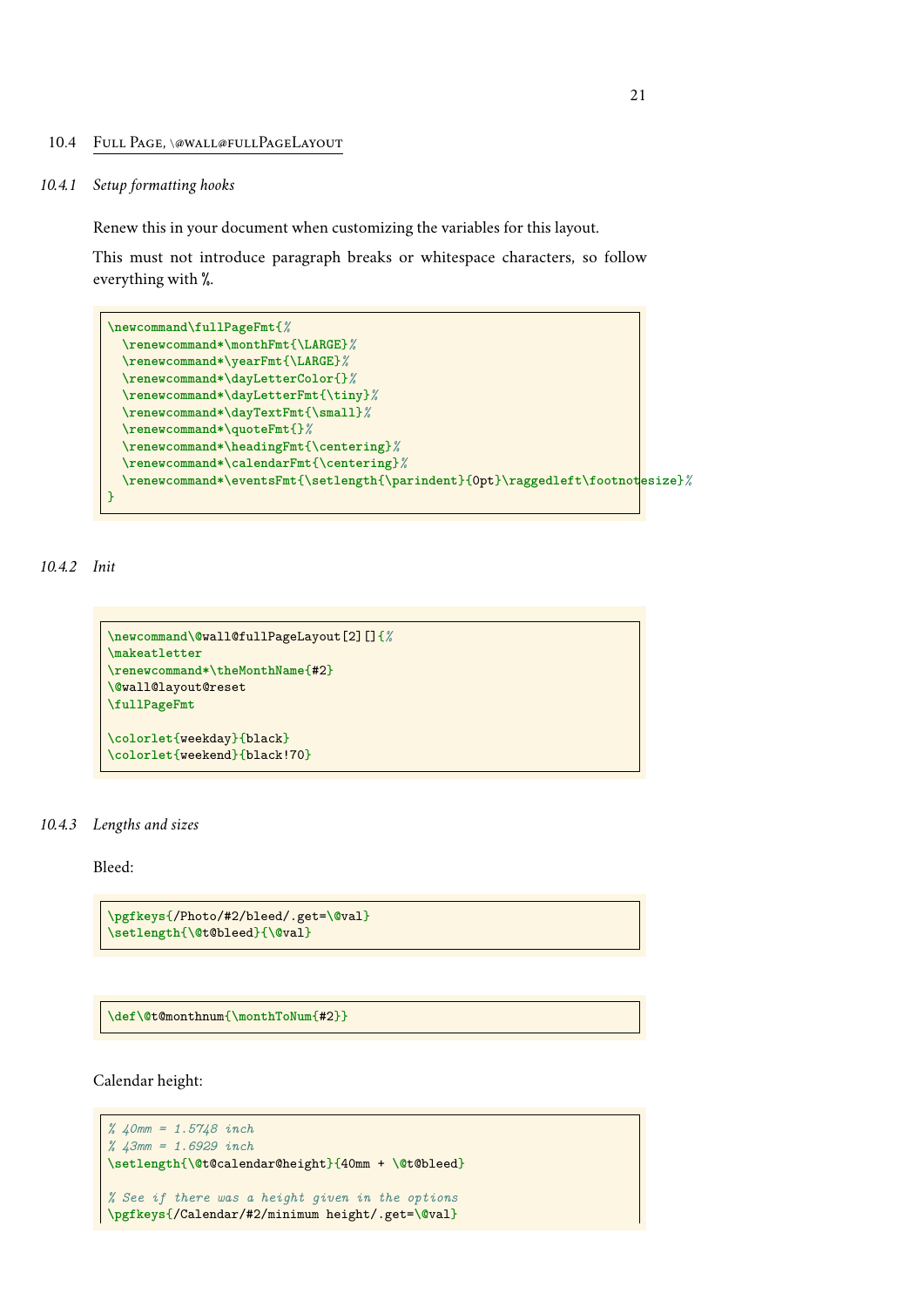## 10.4 Full Page, \@wall@fullPageLayout

### 10.4.1 Setup formatting hooks

Renew this in your document when customizing the variables for this layout.

This must not introduce paragraph breaks or whitespace characters, so follow everything with %.

```
\newcommand\fullPageFmt{%
  \renewcommand*\monthFmt{\LARGE}%
  \renewcommand*\yearFmt{\LARGE}%
  \renewcommand*\dayLetterColor{}%
  \renewcommand*\dayLetterFmt{\tiny}%
  \renewcommand*\dayTextFmt{\small}%
  \renewcommand*\quoteFmt{}%
  \renewcommand*\headingFmt{\centering}%
  \renewcommand*\calendarFmt{\centering}%
  \renewcommand*\eventsFmt{\setlength{\parindent}{0pt}\raggedleft\footnotesize}%
}
```

### 10.4.2 Init

```
\newcommand\@wall@fullPageLayout[2][]{%
\makeatletter
\renewcommand*\theMonthName{#2}
\@wall@layout@reset
\fullPageFmt

\colorlet{weekday}{black}
\colorlet{weekend}{black!70}
```

### 10.4.3 Lengths and sizes

Bleed:

```
\pgfkeys{/Photo/#2/bleed/.get=\@val}
\setlength{\@t@bleed}{\@val}
```

```
\def\@t@monthnum{\monthToNum{#2}}
```

Calendar height:

```
% 40mm = 1.5748 inch
% 43mm = 1.6929 inch
\setlength{\@t@calendar@height}{40mm + \@t@bleed}

% See if there was a height given in the options
\pgfkeys{/Calendar/#2/minimum height/.get=\@val}
```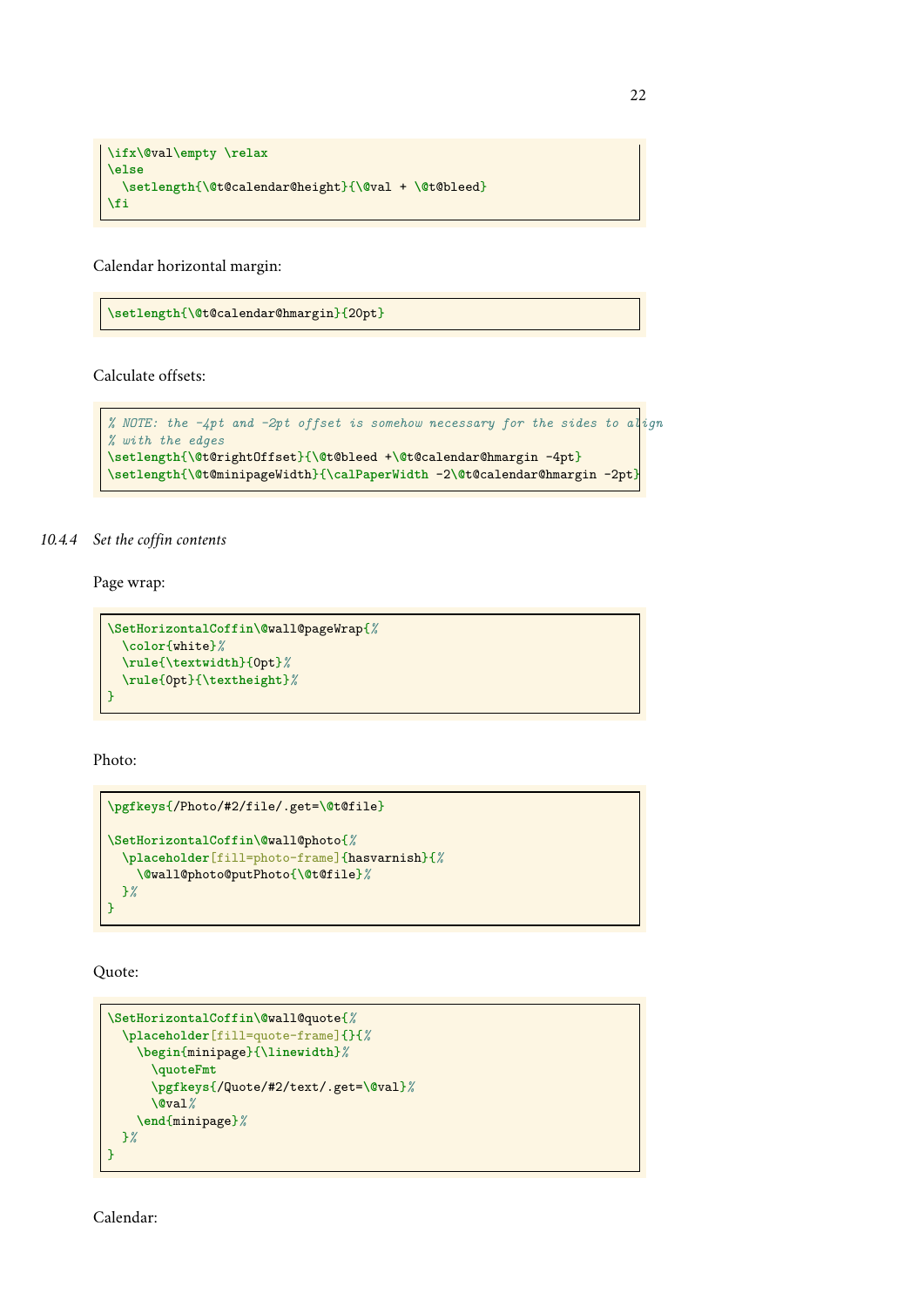```
\ifx\@val\empty \relax
\else
  \setlength{\@t@calendar@height}{\@val + \@t@bleed}
\fi
```

Calendar horizontal margin:

```
\setlength{\@t@calendar@hmargin}{20pt}
```

Calculate offsets:

```
% NOTE: the -4pt and -2pt offset is somehow necessary for the sides to align
% with the edges
\setlength{\@t@rightOffset}{\@t@bleed +\@t@calendar@hmargin -4pt}
\setlength{\@t@minipageWidth}{\calPaperWidth -2\@t@calendar@hmargin -2pt}
```

### 10.4.4 Set the coffin contents

Page wrap:

```
\SetHorizontalCoffin\@wall@pageWrap{%
  \color{white}%
  \rule{\textwidth}{0pt}%
  \rule{0pt}{\textheight}%
}
```

Photo:

```
\pgfkeys{/Photo/#2/file/.get=\@t@file}

\SetHorizontalCoffin\@wall@photo{%
  \placeholder[fill=photo-frame]{hasvarnish}{%
    \@wall@photo@putPhoto{\@t@file}%
  }%
}
```

Quote:

```
\SetHorizontalCoffin\@wall@quote{%
  \placeholder[fill=quote-frame]{}{%
    \begin{minipage}{\linewidth}%
      \quoteFmt
      \pgfkeys{/Quote/#2/text/.get=\@val}%
      \@val%
    \end{minipage}%
  }%
}
```

Calendar: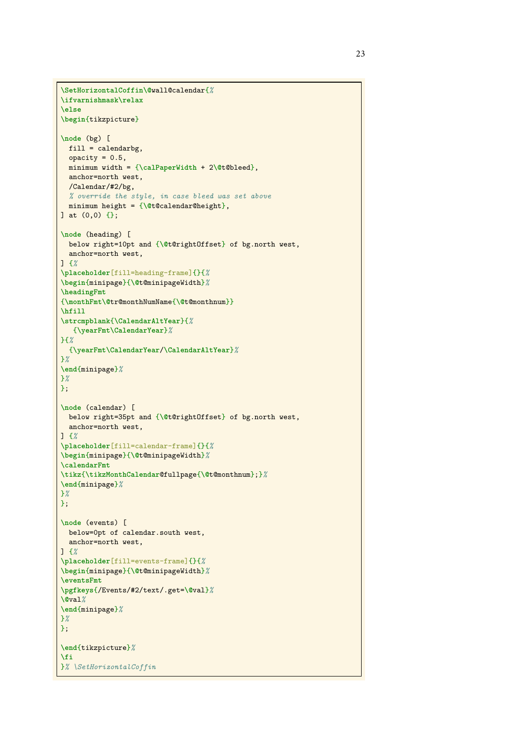```
\SetHorizontalCoffin\@wall@calendar{%
\ifvarnishmask\relax
\else
\begin{tikzpicture}

\node (bg) [
  fill = calendarbg,
  opacity = 0.5,
  minimum width = {\calPaperWidth + 2\@t@bleed},
  anchor=north west,
  /Calendar/#2/bg,
  % override the style, in case bleed was set above
  minimum height = {\@t@calendar@height},
] at (0,0) {};

\node (heading) [
  below right=10pt and {\@t@rightOffset} of bg.north west,
  anchor=north west,
] {%
\placeholder[fill=heading-frame]{}{%
\begin{minipage}{\@t@minipageWidth}%
\headingFmt
{\monthFmt\@tr@monthNumName{\@t@monthnum}}
\hfill
\strcmpblank{\CalendarAltYear}{%
   {\yearFmt\CalendarYear}%
}{%
  {\yearFmt\CalendarYear/\CalendarAltYear}%
}%
\end{minipage}%
}%
};

\node (calendar) [
  below right=35pt and {\@t@rightOffset} of bg.north west,
  anchor=north west,
] {%
\placeholder[fill=calendar-frame]{}{%
\begin{minipage}{\@t@minipageWidth}%
\calendarFmt
\tikz{\tikzMonthCalendar@fullpage{\@t@monthnum};}%
\end{minipage}%
}%
};

\node (events) [
  below=0pt of calendar.south west,
  anchor=north west,
] {%
\placeholder[fill=events-frame]{}{%
\begin{minipage}{\@t@minipageWidth}%
\eventsFmt
\pgfkeys{/Events/#2/text/.get=\@val}%
\@val%
\end{minipage}%
}%
};

\end{tikzpicture}%
\fi
}% \SetHorizontalCoffin
```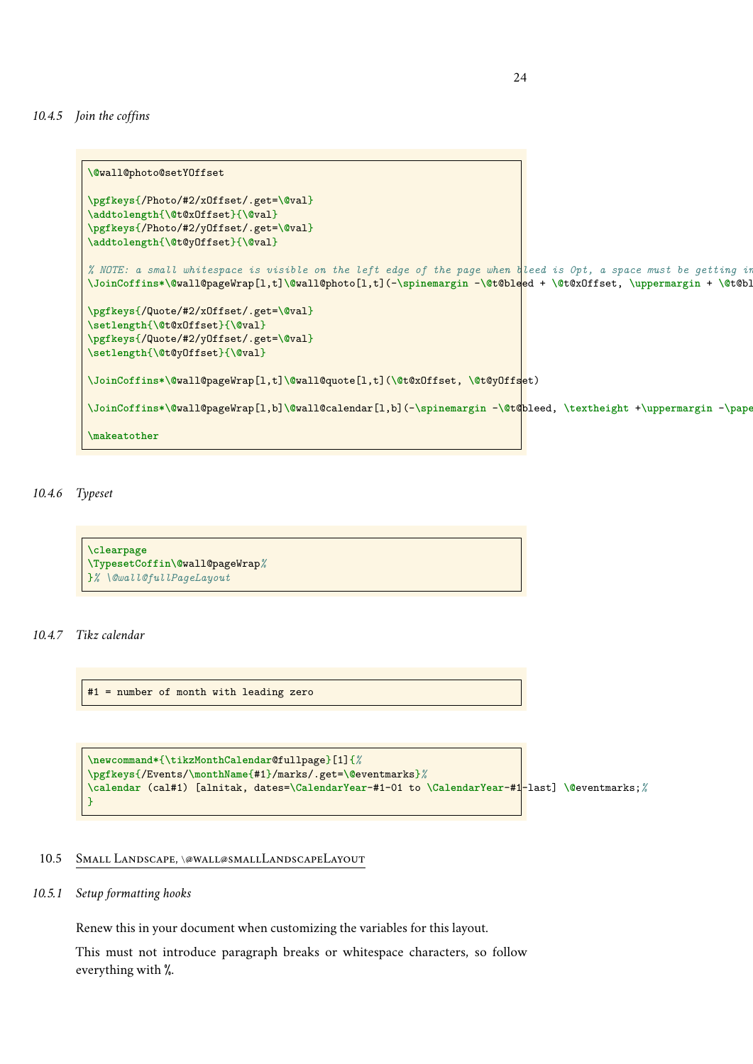#### 10.4.5 Join the coffins

```
\@wall@photo@setYOffset

\pgfkeys{/Photo/#2/xOffset/.get=\@val}
\addtolength{\@t@xOffset}{\@val}
\pgfkeys{/Photo/#2/yOffset/.get=\@val}
\addtolength{\@t@yOffset}{\@val}

% NOTE: a small whitespace is visible on the left edge of the page when bleed is 0pt, a space must be getting in
\JoinCoffins*\@wall@pageWrap[l,t]\@wall@photo[l,t](-\spinemargin -\@t@bleed + \@t@xOffset, \uppermargin + \@t@bl

\pgfkeys{/Quote/#2/xOffset/.get=\@val}
\setlength{\@t@xOffset}{\@val}
\pgfkeys{/Quote/#2/yOffset/.get=\@val}
\setlength{\@t@yOffset}{\@val}

\JoinCoffins*\@wall@pageWrap[l,t]\@wall@quote[l,t](\@t@xOffset, \@t@yOffset)

\JoinCoffins*\@wall@pageWrap[l,b]\@wall@calendar[l,b](-\spinemargin -\@t@bleed, \textheight +\uppermargin -\pape

\makeatother
```

#### 10.4.6 Typeset

```
\clearpage
\TypesetCoffin\@wall@pageWrap%
}% \@wall@fullPageLayout
```

#### 10.4.7 Tikz calendar

```
#1 = number of month with leading zero
```

```
\newcommand*{\tikzMonthCalendar@fullpage}[1]{%
\pgfkeys{/Events/\monthName{#1}/marks/.get=\@eventmarks}%
\calendar (cal#1) [alnitak, dates=\CalendarYear-#1-01 to \CalendarYear-#1-last] \@eventmarks;%
}
```

### 10.5 Small Landscape, \@wall@smallLandscapeLayout

#### 10.5.1 Setup formatting hooks

Renew this in your document when customizing the variables for this layout.

This must not introduce paragraph breaks or whitespace characters, so follow everything with %.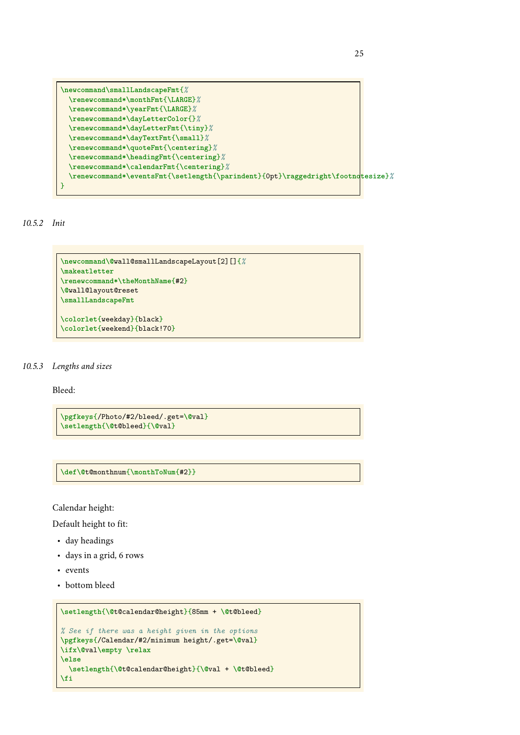```
\newcommand\smallLandscapeFmt{%
  \renewcommand*\monthFmt{\LARGE}%
  \renewcommand*\yearFmt{\LARGE}%
  \renewcommand*\dayLetterColor{}%
  \renewcommand*\dayLetterFmt{\tiny}%
  \renewcommand*\dayTextFmt{\small}%
  \renewcommand*\quoteFmt{\centering}%
  \renewcommand*\headingFmt{\centering}%
  \renewcommand*\calendarFmt{\centering}%
  \renewcommand*\eventsFmt{\setlength{\parindent}{0pt}\raggedright\footnotesize}%
}
```

### 10.5.2 Init

```
\newcommand\@wall@smallLandscapeLayout[2][]{%
\makeatletter
\renewcommand*\theMonthName{#2}
\@wall@layout@reset
\smallLandscapeFmt

\colorlet{weekday}{black}
\colorlet{weekend}{black!70}
```

### 10.5.3 Lengths and sizes

Bleed:

```
\pgfkeys{/Photo/#2/bleed/.get=\@val}
\setlength{\@t@bleed}{\@val}
```

```
\def\@t@monthnum{\monthToNum{#2}}
```

Calendar height:

Default height to fit:

- day headings
- days in a grid, 6 rows
- events
- bottom bleed

```
\setlength{\@t@calendar@height}{85mm + \@t@bleed}

% See if there was a height given in the options
\pgfkeys{/Calendar/#2/minimum height/.get=\@val}
\ifx\@val\empty \relax
\else
  \setlength{\@t@calendar@height}{\@val + \@t@bleed}
\fi
```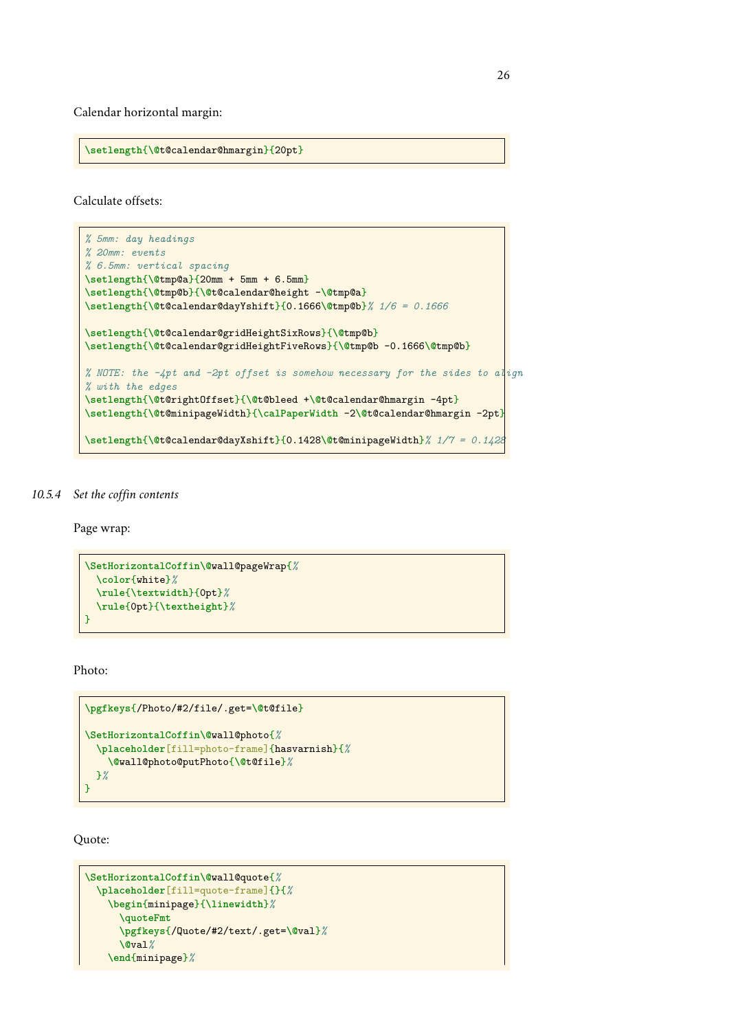Calendar horizontal margin:

```
\setlength{\@t@calendar@hmargin}{20pt}
```

Calculate offsets:

```
% 5mm: day headings
% 20mm: events
% 6.5mm: vertical spacing
\setlength{\@tmp@a}{20mm + 5mm + 6.5mm}
\setlength{\@tmp@b}{\@t@calendar@height -\@tmp@a}
\setlength{\@t@calendar@dayYshift}{0.1666\@tmp@b}% 1/6 = 0.1666

\setlength{\@t@calendar@gridHeightSixRows}{\@tmp@b}
\setlength{\@t@calendar@gridHeightFiveRows}{\@tmp@b -0.1666\@tmp@b}

% NOTE: the -4pt and -2pt offset is somehow necessary for the sides to align
% with the edges
\setlength{\@t@rightOffset}{\@t@bleed +\@t@calendar@hmargin -4pt}
\setlength{\@t@minipageWidth}{\calPaperWidth -2\@t@calendar@hmargin -2pt}

\setlength{\@t@calendar@dayXshift}{0.1428\@t@minipageWidth}% 1/7 = 0.1428
```

### 10.5.4 *Set the coffin contents*

Page wrap:

```
\SetHorizontalCoffin\@wall@pageWrap{%
  \color{white}%
  \rule{\textwidth}{0pt}%
  \rule{0pt}{\textheight}%
}
```

Photo:

```
\pgfkeys{/Photo/#2/file/.get=\@t@file}

\SetHorizontalCoffin\@wall@photo{%
  \placeholder[fill=photo-frame]{hasvarnish}{%
    \@wall@photo@putPhoto{\@t@file}%
  }%
}
```

Quote:

```
\SetHorizontalCoffin\@wall@quote{%
  \placeholder[fill=quote-frame]{}{%
    \begin{minipage}{\linewidth}%
      \quoteFmt
      \pgfkeys{/Quote/#2/text/.get=\@val}%
      \@val%
    \end{minipage}%
```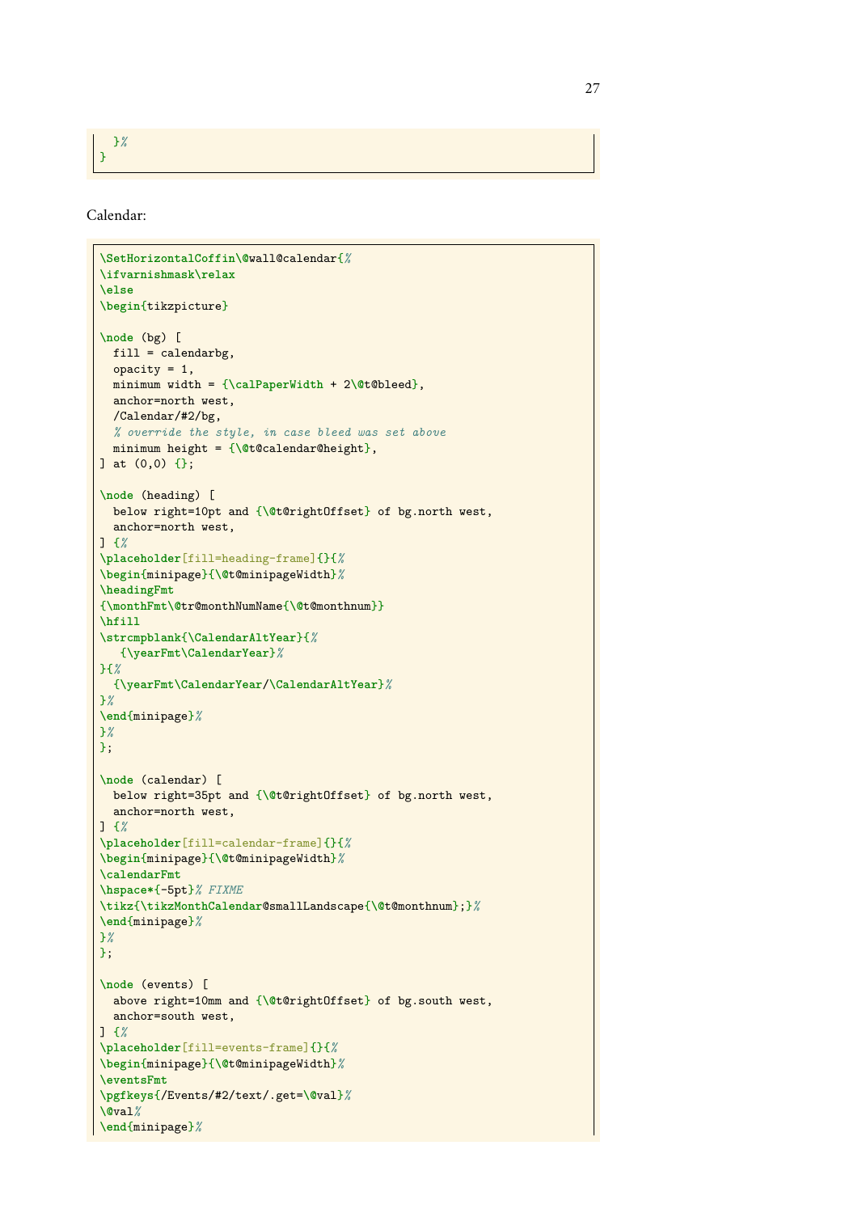```
  }%
}
```

Calendar:

```
\SetHorizontalCoffin\@wall@calendar{%
\ifvarnishmask\relax
\else
\begin{tikzpicture}

\node (bg) [
  fill = calendarbg,
  opacity = 1,
  minimum width = {\calPaperWidth + 2\@t@bleed},
  anchor=north west,
  /Calendar/#2/bg,
  % override the style, in case bleed was set above
  minimum height = {\@t@calendar@height},
] at (0,0) {};

\node (heading) [
  below right=10pt and {\@t@rightOffset} of bg.north west,
  anchor=north west,
] {%
\placeholder[fill=heading-frame]{}{%
\begin{minipage}{\@t@minipageWidth}%
\headingFmt
{\monthFmt\@tr@monthNumName{\@t@monthnum}}
\hfill
\strcmpblank{\CalendarAltYear}{%
   {\yearFmt\CalendarYear}%
}{%
  {\yearFmt\CalendarYear/\CalendarAltYear}%
}%
\end{minipage}%
}%
};

\node (calendar) [
  below right=35pt and {\@t@rightOffset} of bg.north west,
  anchor=north west,
] {%
\placeholder[fill=calendar-frame]{}{%
\begin{minipage}{\@t@minipageWidth}%
\calendarFmt
\hspace*{-5pt}% FIXME
\tikz{\tikzMonthCalendar@smallLandscape{\@t@monthnum};}%
\end{minipage}%
}%
};

\node (events) [
  above right=10mm and {\@t@rightOffset} of bg.south west,
  anchor=south west,
] {%
\placeholder[fill=events-frame]{}{%
\begin{minipage}{\@t@minipageWidth}%
\eventsFmt
\pgfkeys{/Events/#2/text/.get=\@val}%
\@val%
\end{minipage}%
```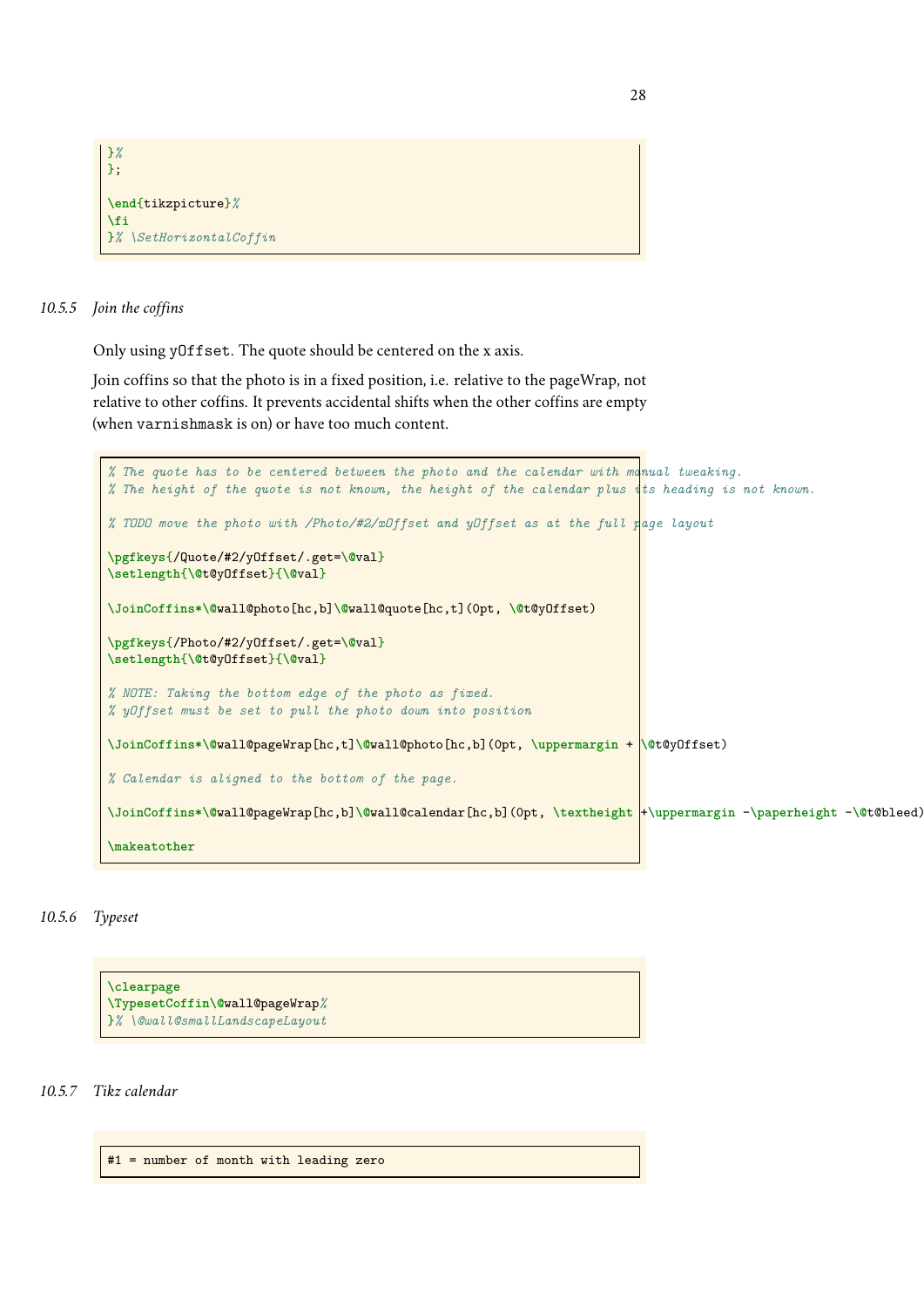```
}%
};

\end{tikzpicture}%
\fi
}% \SetHorizontalCoffin
```

### 10.5.5 Join the coffins

Only using yOffset. The quote should be centered on the x axis.

Join coffins so that the photo is in a fixed position, i.e. relative to the pageWrap, not relative to other coffins. It prevents accidental shifts when the other coffins are empty (when varnishmask is on) or have too much content.

```
% The quote has to be centered between the photo and the calendar with manual tweaking.
% The height of the quote is not known, the height of the calendar plus its heading is not known.

% TODO move the photo with /Photo/#2/xOffset and yOffset as at the full page layout

\pgfkeys{/Quote/#2/yOffset/.get=\@val}
\setlength{\@t@yOffset}{\@val}

\JoinCoffins*\@wall@photo[hc,b]\@wall@quote[hc,t](0pt, \@t@yOffset)

\pgfkeys{/Photo/#2/yOffset/.get=\@val}
\setlength{\@t@yOffset}{\@val}

% NOTE: Taking the bottom edge of the photo as fixed.
% yOffset must be set to pull the photo down into position

\JoinCoffins*\@wall@pageWrap[hc,t]\@wall@photo[hc,b](0pt, \uppermargin + \@t@yOffset)

% Calendar is aligned to the bottom of the page.

\JoinCoffins*\@wall@pageWrap[hc,b]\@wall@calendar[hc,b](0pt, \textheight +\uppermargin -\paperheight -\@t@bleed)

\makeatother
```

### 10.5.6 Typeset

```
\clearpage
\TypesetCoffin\@wall@pageWrap%
}% \@wall@smallLandscapeLayout
```

### 10.5.7 Tikz calendar

```
#1 = number of month with leading zero
```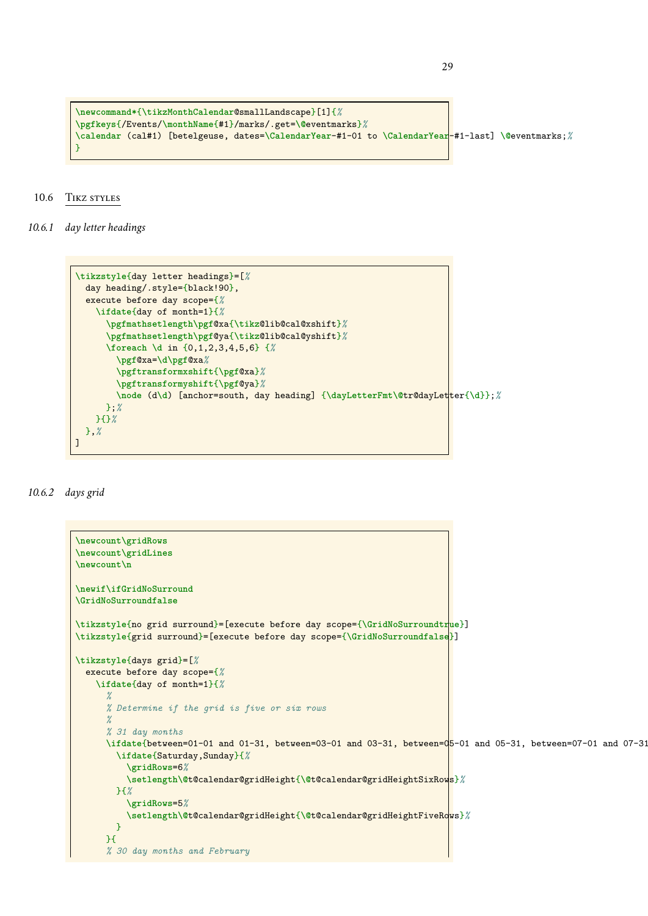```
\newcommand*{\tikzMonthCalendar@smallLandscape}[1]{%
\pgfkeys{/Events/\monthName{#1}/marks/.get=\@eventmarks}%
\calendar (cal#1) [betelgeuse, dates=\CalendarYear-#1-01 to \CalendarYear-#1-last] \@eventmarks;%
}
```

## 10.6 Tikz styles

### 10.6.1 *day letter headings*

```
\tikzstyle{day letter headings}=[%
  day heading/.style={black!90},
  execute before day scope={%
    \ifdate{day of month=1}{%
      \pgfmathsetlength\pgf@xa{\tikz@lib@cal@xshift}%
      \pgfmathsetlength\pgf@ya{\tikz@lib@cal@yshift}%
      \foreach \d in {0,1,2,3,4,5,6} {%
        \pgf@xa=\d\pgf@xa%
        \pgftransformxshift{\pgf@xa}%
        \pgftransformyshift{\pgf@ya}%
        \node (d\d) [anchor=south, day heading] {\dayLetterFmt\@tr@dayLetter{\d}};%
      };%
    }{}%
  },%
]
```

### 10.6.2 *days grid*

```
\newcount\gridRows
\newcount\gridLines
\newcount\n

\newif\ifGridNoSurround
\GridNoSurroundfalse

\tikzstyle{no grid surround}=[execute before day scope={\GridNoSurroundtrue}]
\tikzstyle{grid surround}=[execute before day scope={\GridNoSurroundfalse}]

\tikzstyle{days grid}=[%
  execute before day scope={%
    \ifdate{day of month=1}{%
      %
      % Determine if the grid is five or six rows
      %
      % 31 day months
      \ifdate{between=01-01 and 01-31, between=03-01 and 03-31, between=05-01 and 05-31, between=07-01 and 07-31
        \ifdate{Saturday,Sunday}{%
          \gridRows=6%
          \setlength\@t@calendar@gridHeight{\@t@calendar@gridHeightSixRows}%
        }{%
          \gridRows=5%
          \setlength\@t@calendar@gridHeight{\@t@calendar@gridHeightFiveRows}%
        }
      }{
      % 30 day months and February
```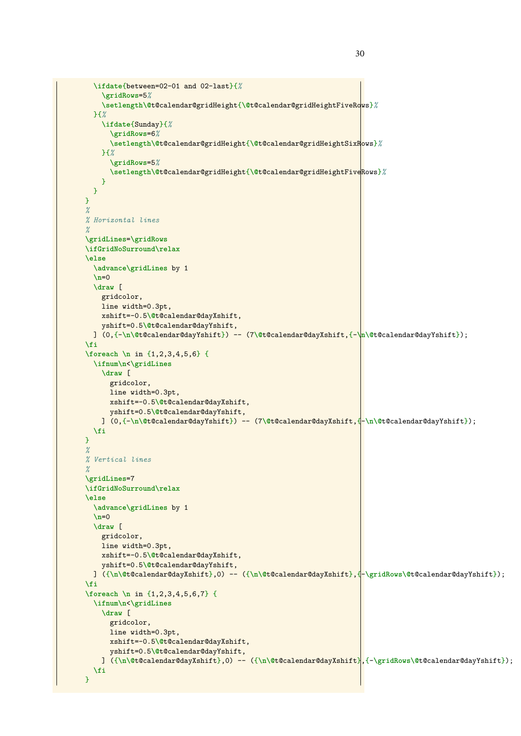```
      \ifdate{between=02-01 and 02-last}{%
        \gridRows=5%
        \setlength\@t@calendar@gridHeight{\@t@calendar@gridHeightFiveRows}%
      }{%
        \ifdate{Sunday}{%
          \gridRows=6%
          \setlength\@t@calendar@gridHeight{\@t@calendar@gridHeightSixRows}%
        }{%
          \gridRows=5%
          \setlength\@t@calendar@gridHeight{\@t@calendar@gridHeightFiveRows}%
        }
      }
    }
    %
    % Horizontal lines
    %
    \gridLines=\gridRows
    \ifGridNoSurround\relax
    \else
      \advance\gridLines by 1
      \n=0
      \draw [
        gridcolor,
        line width=0.3pt,
        xshift=-0.5\@t@calendar@dayXshift,
        yshift=0.5\@t@calendar@dayYshift,
      ] (0,{-\n\@t@calendar@dayYshift}) -- (7\@t@calendar@dayXshift,{-\n\@t@calendar@dayYshift});
    \fi
    \foreach \n in {1,2,3,4,5,6} {
      \ifnum\n<\gridLines
        \draw [
          gridcolor,
          line width=0.3pt,
          xshift=-0.5\@t@calendar@dayXshift,
          yshift=0.5\@t@calendar@dayYshift,
        ] (0,{-\n\@t@calendar@dayYshift}) -- (7\@t@calendar@dayXshift,{-\n\@t@calendar@dayYshift});
      \fi
    }
    %
    % Vertical lines
    %
    \gridLines=7
    \ifGridNoSurround\relax
    \else
      \advance\gridLines by 1
      \n=0
      \draw [
        gridcolor,
        line width=0.3pt,
        xshift=-0.5\@t@calendar@dayXshift,
        yshift=0.5\@t@calendar@dayYshift,
      ] ({\n\@t@calendar@dayXshift},0) -- ({\n\@t@calendar@dayXshift},{-\gridRows\@t@calendar@dayYshift});
    \fi
    \foreach \n in {1,2,3,4,5,6,7} {
      \ifnum\n<\gridLines
        \draw [
          gridcolor,
          line width=0.3pt,
          xshift=-0.5\@t@calendar@dayXshift,
          yshift=0.5\@t@calendar@dayYshift,
        ] ({\n\@t@calendar@dayXshift},0) -- ({\n\@t@calendar@dayXshift},{-\gridRows\@t@calendar@dayYshift});
      \fi
    }
```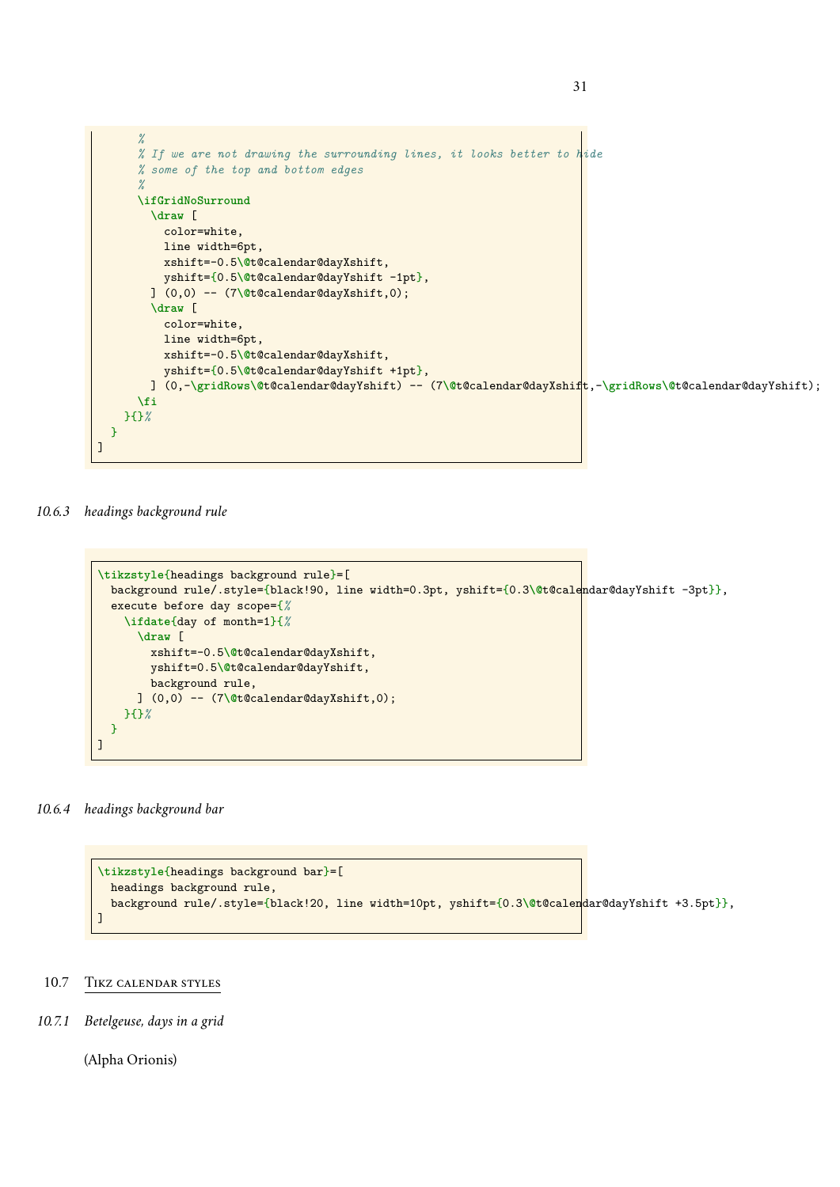```
      %
      % If we are not drawing the surrounding lines, it looks better to hide
      % some of the top and bottom edges
      %
      \ifGridNoSurround
        \draw [
          color=white,
          line width=6pt,
          xshift=-0.5\@t@calendar@dayXshift,
          yshift={0.5\@t@calendar@dayYshift -1pt},
        ] (0,0) -- (7\@t@calendar@dayXshift,0);
        \draw [
          color=white,
          line width=6pt,
          xshift=-0.5\@t@calendar@dayXshift,
          yshift={0.5\@t@calendar@dayYshift +1pt},
        ] (0,-\gridRows\@t@calendar@dayYshift) -- (7\@t@calendar@dayXshift,-\gridRows\@t@calendar@dayYshift);
      \fi
    }{}%
  }
]
```

### 10.6.3 headings background rule

```
\tikzstyle{headings background rule}=[
  background rule/.style={black!90, line width=0.3pt, yshift={0.3\@t@calendar@dayYshift -3pt}},
  execute before day scope={%
    \ifdate{day of month=1}{%
      \draw [
        xshift=-0.5\@t@calendar@dayXshift,
        yshift=0.5\@t@calendar@dayYshift,
        background rule,
      ] (0,0) -- (7\@t@calendar@dayXshift,0);
    }{}%
  }
]
```

### 10.6.4 headings background bar

```
\tikzstyle{headings background bar}=[
  headings background rule,
  background rule/.style={black!20, line width=10pt, yshift={0.3\@t@calendar@dayYshift +3.5pt}},
]
```

## 10.7 Tikz calendar styles

### 10.7.1 Betelgeuse, days in a grid

(Alpha Orionis)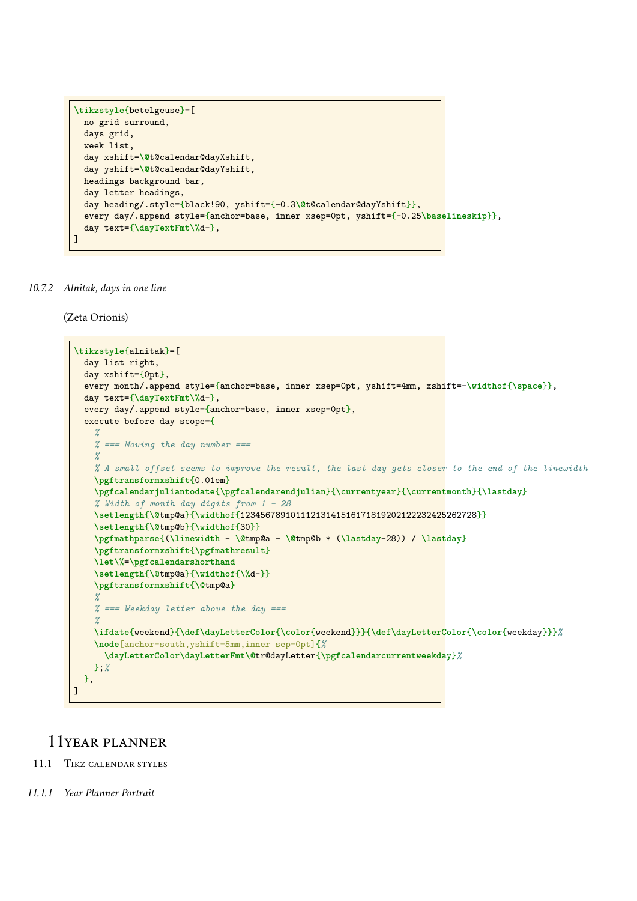```
\tikzstyle{betelgeuse}=[
  no grid surround,
  days grid,
  week list,
  day xshift=\@t@calendar@dayXshift,
  day yshift=\@t@calendar@dayYshift,
  headings background bar,
  day letter headings,
  day heading/.style={black!90, yshift={-0.3\@t@calendar@dayYshift}},
  every day/.append style={anchor=base, inner xsep=0pt, yshift={-0.25\baselineskip}},
  day text={\dayTextFmt\%d-},
]
```

### 10.7.2 Alnitak, days in one line

(Zeta Orionis)

```
\tikzstyle{alnitak}=[
  day list right,
  day xshift={0pt},
  every month/.append style={anchor=base, inner xsep=0pt, yshift=4mm, xshift=-\widthof{\space}},
  day text={\dayTextFmt\%d-},
  every day/.append style={anchor=base, inner xsep=0pt},
  execute before day scope={
    %
    % === Moving the day number ===
    %
    % A small offset seems to improve the result, the last day gets closer to the end of the linewidth
    \pgftransformxshift{0.01em}
    \pgfcalendarjuliantodate{\pgfcalendarendjulian}{\currentyear}{\currentmonth}{\lastday}
    % Width of month day digits from 1 - 28
    \setlength{\@tmp@a}{\widthof{12345678910111213141516171819202122232425262728}}
    \setlength{\@tmp@b}{\widthof{30}}
    \pgfmathparse{(\linewidth - \@tmp@a - \@tmp@b * (\lastday-28)) / \lastday}
    \pgftransformxshift{\pgfmathresult}
    \let\%=\pgfcalendarshorthand
    \setlength{\@tmp@a}{\widthof{\%d-}}
    \pgftransformxshift{\@tmp@a}
    %
    % === Weekday letter above the day ===
    %
    \ifdate{weekend}{\def\dayLetterColor{\color{weekend}}}{\def\dayLetterColor{\color{weekday}}}%
    \node[anchor=south,yshift=5mm,inner sep=0pt]{%
      \dayLetterColor\dayLetterFmt\@tr@dayLetter{\pgfcalendarcurrentweekday}%
    };%
  },
]
```

# 11 Year planner

## 11.1 Tikz calendar styles

### 11.1.1 Year Planner Portrait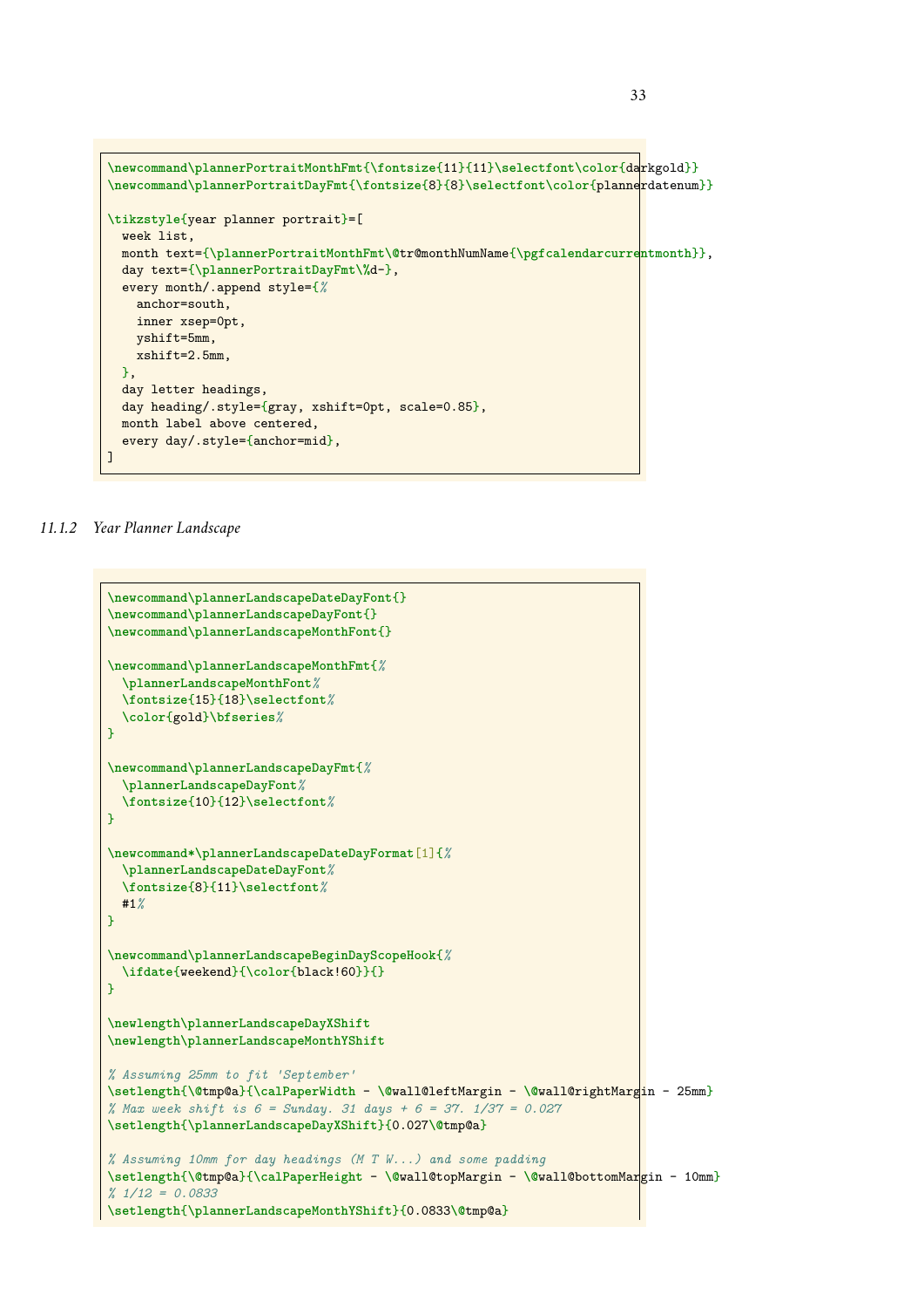```
\newcommand\plannerPortraitMonthFmt{\fontsize{11}{11}\selectfont\color{darkgold}}
\newcommand\plannerPortraitDayFmt{\fontsize{8}{8}\selectfont\color{plannerdatenum}}

\tikzstyle{year planner portrait}=[
  week list,
  month text={\plannerPortraitMonthFmt\@tr@monthNumName{\pgfcalendarcurrentmonth}},
  day text={\plannerPortraitDayFmt\%d-},
  every month/.append style={%
    anchor=south,
    inner xsep=0pt,
    yshift=5mm,
    xshift=2.5mm,
  },
  day letter headings,
  day heading/.style={gray, xshift=0pt, scale=0.85},
  month label above centered,
  every day/.style={anchor=mid},
]
```

### 11.1.2 Year Planner Landscape

```
\newcommand\plannerLandscapeDateDayFont{}
\newcommand\plannerLandscapeDayFont{}
\newcommand\plannerLandscapeMonthFont{}

\newcommand\plannerLandscapeMonthFmt{%
  \plannerLandscapeMonthFont%
  \fontsize{15}{18}\selectfont%
  \color{gold}\bfseries%
}

\newcommand\plannerLandscapeDayFmt{%
  \plannerLandscapeDayFont%
  \fontsize{10}{12}\selectfont%
}

\newcommand*\plannerLandscapeDateDayFormat[1]{%
  \plannerLandscapeDateDayFont%
  \fontsize{8}{11}\selectfont%
  #1%
}

\newcommand\plannerLandscapeBeginDayScopeHook{%
  \ifdate{weekend}{\color{black!60}}{}
}

\newlength\plannerLandscapeDayXShift
\newlength\plannerLandscapeMonthYShift

% Assuming 25mm to fit 'September'
\setlength{\@tmp@a}{\calPaperWidth - \@wall@leftMargin - \@wall@rightMargin - 25mm}
% Max week shift is 6 = Sunday. 31 days + 6 = 37. 1/37 = 0.027
\setlength{\plannerLandscapeDayXShift}{0.027\@tmp@a}

% Assuming 10mm for day headings (M T W...) and some padding
\setlength{\@tmp@a}{\calPaperHeight - \@wall@topMargin - \@wall@bottomMargin - 10mm}
% 1/12 = 0.0833
\setlength{\plannerLandscapeMonthYShift}{0.0833\@tmp@a}
```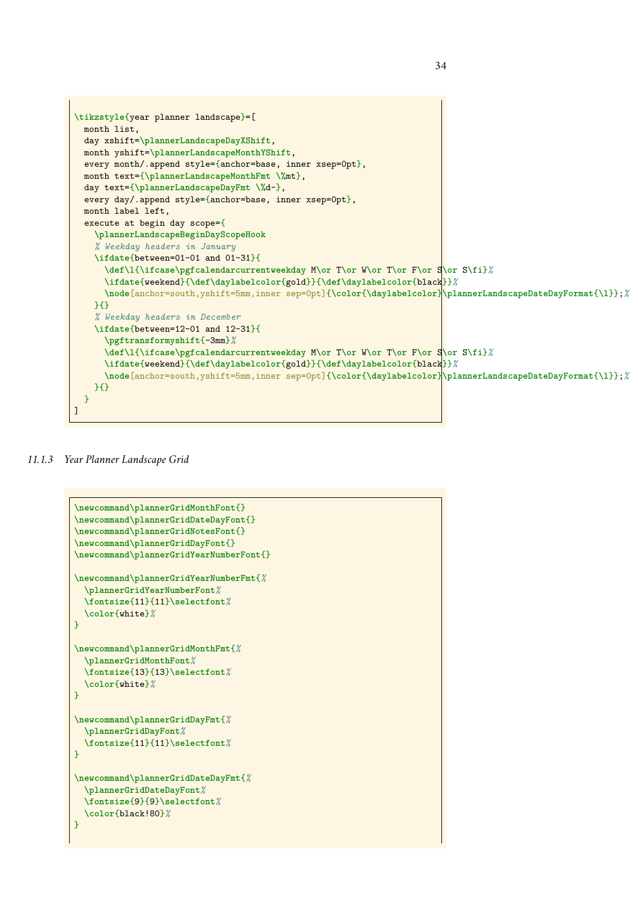```
\tikzstyle{year planner landscape}=[
  month list,
  day xshift=\plannerLandscapeDayXShift,
  month yshift=\plannerLandscapeMonthYShift,
  every month/.append style={anchor=base, inner xsep=0pt},
  month text={\plannerLandscapeMonthFmt \%mt},
  day text={\plannerLandscapeDayFmt \%d-},
  every day/.append style={anchor=base, inner xsep=0pt},
  month label left,
  execute at begin day scope={
    \plannerLandscapeBeginDayScopeHook
    % Weekday headers in January
    \ifdate{between=01-01 and 01-31}{
      \def\l{\ifcase\pgfcalendarcurrentweekday M\or T\or W\or T\or F\or S\or S\fi}%
      \ifdate{weekend}{\def\daylabelcolor{gold}}{\def\daylabelcolor{black}}%
      \node[anchor=south,yshift=5mm,inner sep=0pt]{\color{\daylabelcolor}\plannerLandscapeDateDayFormat{\l}};%
    }{}
    % Weekday headers in December
    \ifdate{between=12-01 and 12-31}{
      \pgftransformyshift{-3mm}%
      \def\l{\ifcase\pgfcalendarcurrentweekday M\or T\or W\or T\or F\or S\or S\fi}%
      \ifdate{weekend}{\def\daylabelcolor{gold}}{\def\daylabelcolor{black}}%
      \node[anchor=south,yshift=5mm,inner sep=0pt]{\color{\daylabelcolor}\plannerLandscapeDateDayFormat{\l}};%
    }{}
  }
]
```

### 11.1.3 Year Planner Landscape Grid

```
\newcommand\plannerGridMonthFont{}
\newcommand\plannerGridDateDayFont{}
\newcommand\plannerGridNotesFont{}
\newcommand\plannerGridDayFont{}
\newcommand\plannerGridYearNumberFont{}

\newcommand\plannerGridYearNumberFmt{%
  \plannerGridYearNumberFont%
  \fontsize{11}{11}\selectfont%
  \color{white}%
}

\newcommand\plannerGridMonthFmt{%
  \plannerGridMonthFont%
  \fontsize{13}{13}\selectfont%
  \color{white}%
}

\newcommand\plannerGridDayFmt{%
  \plannerGridDayFont%
  \fontsize{11}{11}\selectfont%
}

\newcommand\plannerGridDateDayFmt{%
  \plannerGridDateDayFont%
  \fontsize{9}{9}\selectfont%
  \color{black!80}%
}
```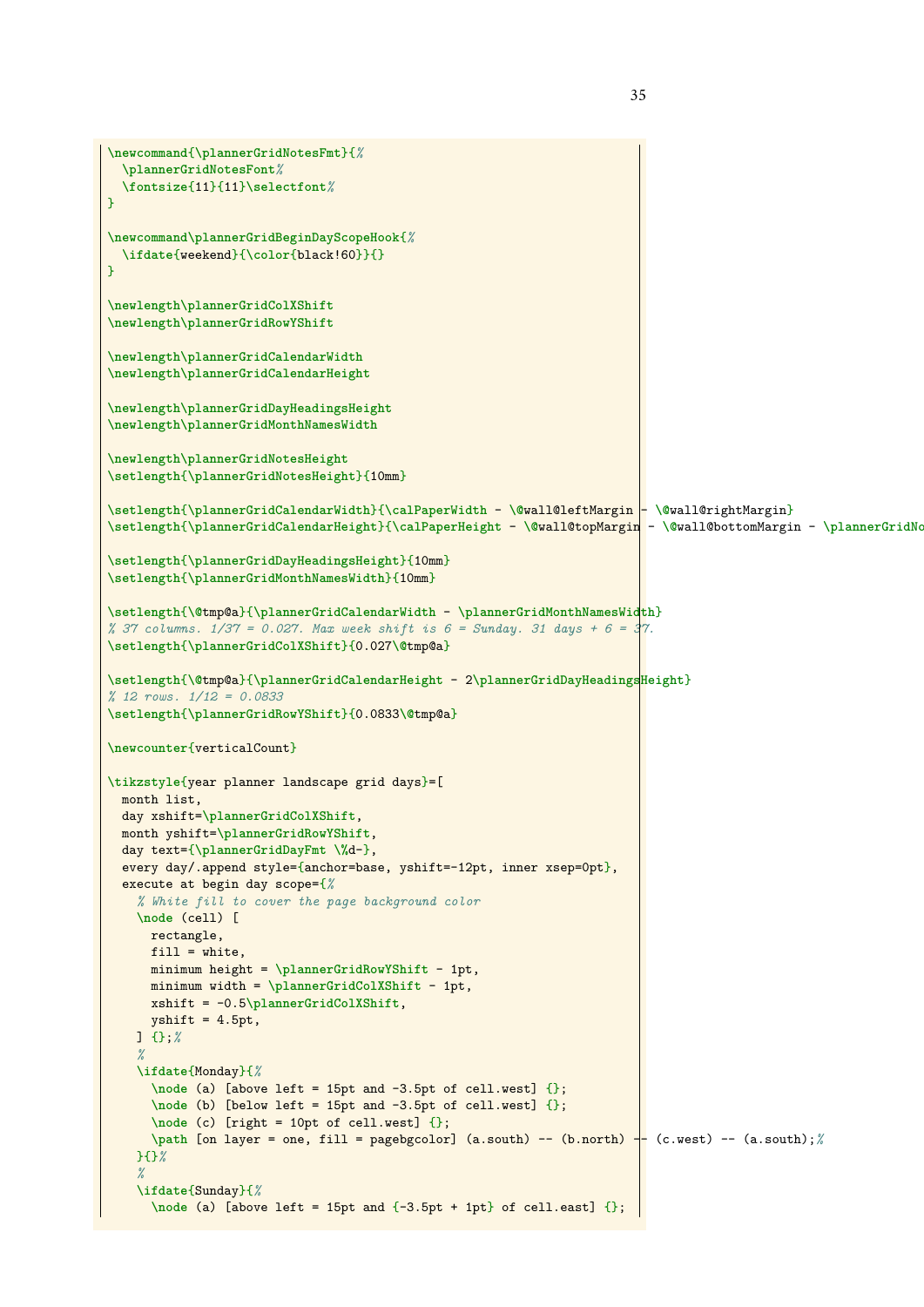```
\newcommand{\plannerGridNotesFmt}{%
  \plannerGridNotesFont%
  \fontsize{11}{11}\selectfont%
}

\newcommand\plannerGridBeginDayScopeHook{%
  \ifdate{weekend}{\color{black!60}}{}
}

\newlength\plannerGridColXShift
\newlength\plannerGridRowYShift

\newlength\plannerGridCalendarWidth
\newlength\plannerGridCalendarHeight

\newlength\plannerGridDayHeadingsHeight
\newlength\plannerGridMonthNamesWidth

\newlength\plannerGridNotesHeight
\setlength{\plannerGridNotesHeight}{10mm}

\setlength{\plannerGridCalendarWidth}{\calPaperWidth - \@wall@leftMargin - \@wall@rightMargin}
\setlength{\plannerGridCalendarHeight}{\calPaperHeight - \@wall@topMargin - \@wall@bottomMargin - \plannerGridNo

\setlength{\plannerGridDayHeadingsHeight}{10mm}
\setlength{\plannerGridMonthNamesWidth}{10mm}

\setlength{\@tmp@a}{\plannerGridCalendarWidth - \plannerGridMonthNamesWidth}
% 37 columns. 1/37 = 0.027. Max week shift is 6 = Sunday. 31 days + 6 = 37.
\setlength{\plannerGridColXShift}{0.027\@tmp@a}

\setlength{\@tmp@a}{\plannerGridCalendarHeight - 2\plannerGridDayHeadingsHeight}
% 12 rows. 1/12 = 0.0833
\setlength{\plannerGridRowYShift}{0.0833\@tmp@a}

\newcounter{verticalCount}

\tikzstyle{year planner landscape grid days}=[
  month list,
  day xshift=\plannerGridColXShift,
  month yshift=\plannerGridRowYShift,
  day text={\plannerGridDayFmt \%d-},
  every day/.append style={anchor=base, yshift=-12pt, inner xsep=0pt},
  execute at begin day scope={%
    % White fill to cover the page background color
    \node (cell) [
      rectangle,
      fill = white,
      minimum height = \plannerGridRowYShift - 1pt,
      minimum width = \plannerGridColXShift - 1pt,
      xshift = -0.5\plannerGridColXShift,
      yshift = 4.5pt,
    ] {};%
    %
    \ifdate{Monday}{%
      \node (a) [above left = 15pt and -3.5pt of cell.west] {};
      \node (b) [below left = 15pt and -3.5pt of cell.west] {};
      \node (c) [right = 10pt of cell.west] {};
      \path [on layer = one, fill = pagebgcolor] (a.south) -- (b.north) -- (c.west) -- (a.south);%
    }{}%
    %
    \ifdate{Sunday}{%
      \node (a) [above left = 15pt and {-3.5pt + 1pt} of cell.east] {};
```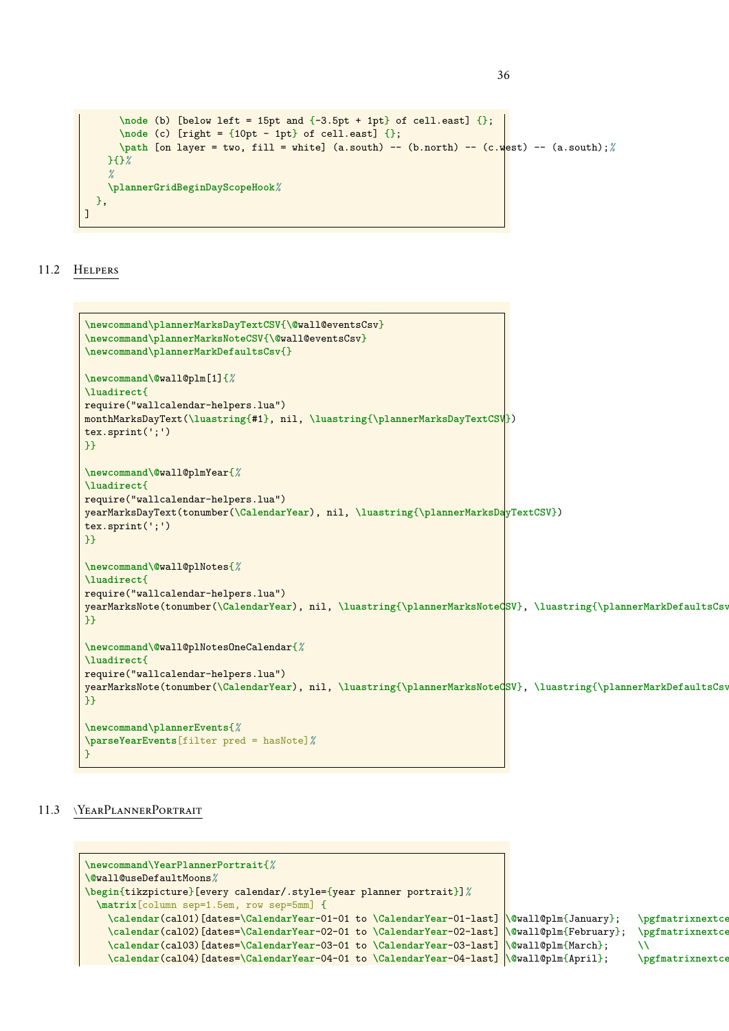```
      \node (b) [below left = 15pt and {-3.5pt + 1pt} of cell.east] {};
      \node (c) [right = {10pt - 1pt} of cell.east] {};
      \path [on layer = two, fill = white] (a.south) -- (b.north) -- (c.west) -- (a.south);%
    }{}%
    %
    \plannerGridBeginDayScopeHook%
  },
]
```

## 11.2 Helpers

```
\newcommand\plannerMarksDayTextCSV{\@wall@eventsCsv}
\newcommand\plannerMarksNoteCSV{\@wall@eventsCsv}
\newcommand\plannerMarkDefaultsCsv{}

\newcommand\@wall@plm[1]{%
\luadirect{
require("wallcalendar-helpers.lua")
monthMarksDayText(\luastring{#1}, nil, \luastring{\plannerMarksDayTextCSV})
tex.sprint(';')
}}

\newcommand\@wall@plmYear{%
\luadirect{
require("wallcalendar-helpers.lua")
yearMarksDayText(tonumber(\CalendarYear), nil, \luastring{\plannerMarksDayTextCSV})
tex.sprint(';')
}}

\newcommand\@wall@plNotes{%
\luadirect{
require("wallcalendar-helpers.lua")
yearMarksNote(tonumber(\CalendarYear), nil, \luastring{\plannerMarksNoteCSV}, \luastring{\plannerMarkDefaultsCsv
}}

\newcommand\@wall@plNotesOneCalendar{%
\luadirect{
require("wallcalendar-helpers.lua")
yearMarksNote(tonumber(\CalendarYear), nil, \luastring{\plannerMarksNoteCSV}, \luastring{\plannerMarkDefaultsCsv
}}

\newcommand\plannerEvents{%
\parseYearEvents[filter pred = hasNote]%
}
```

## 11.3 \YearPlannerPortrait

```
\newcommand\YearPlannerPortrait{%
\@wall@useDefaultMoons%
\begin{tikzpicture}[every calendar/.style={year planner portrait}]%
  \matrix[column sep=1.5em, row sep=5mm] {
    \calendar(cal01)[dates=\CalendarYear-01-01 to \CalendarYear-01-last] \@wall@plm{January};   \pgfmatrixnextce
    \calendar(cal02)[dates=\CalendarYear-02-01 to \CalendarYear-02-last] \@wall@plm{February};  \pgfmatrixnextce
    \calendar(cal03)[dates=\CalendarYear-03-01 to \CalendarYear-03-last] \@wall@plm{March};     \\
    \calendar(cal04)[dates=\CalendarYear-04-01 to \CalendarYear-04-last] \@wall@plm{April};     \pgfmatrixnextce
```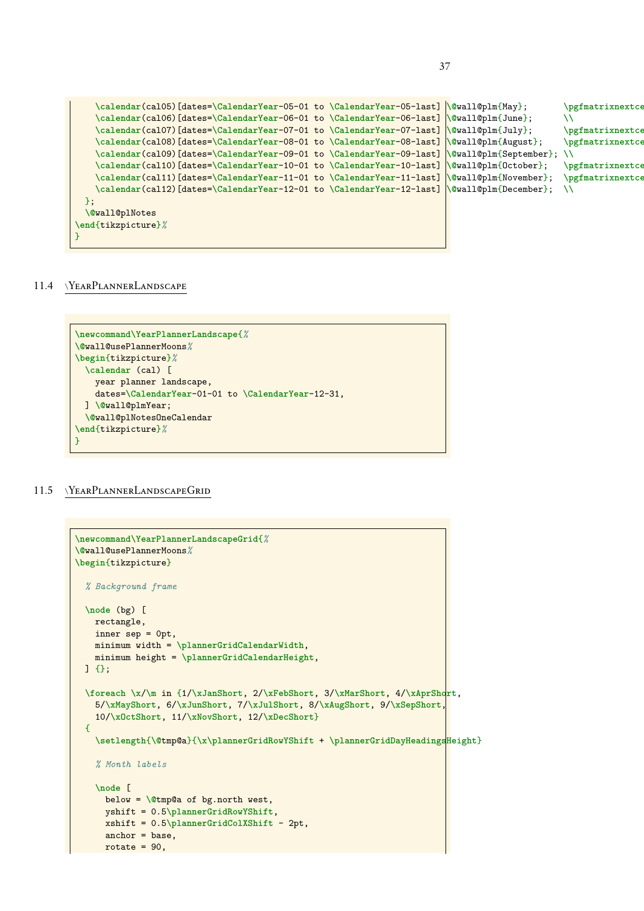```
    \calendar(cal05)[dates=\CalendarYear-05-01 to \CalendarYear-05-last] \@wall@plm{May};       \pgfmatrixnextce
    \calendar(cal06)[dates=\CalendarYear-06-01 to \CalendarYear-06-last] \@wall@plm{June};      \\
    \calendar(cal07)[dates=\CalendarYear-07-01 to \CalendarYear-07-last] \@wall@plm{July};      \pgfmatrixnextce
    \calendar(cal08)[dates=\CalendarYear-08-01 to \CalendarYear-08-last] \@wall@plm{August};    \pgfmatrixnextce
    \calendar(cal09)[dates=\CalendarYear-09-01 to \CalendarYear-09-last] \@wall@plm{September}; \\
    \calendar(cal10)[dates=\CalendarYear-10-01 to \CalendarYear-10-last] \@wall@plm{October};   \pgfmatrixnextce
    \calendar(cal11)[dates=\CalendarYear-11-01 to \CalendarYear-11-last] \@wall@plm{November};  \pgfmatrixnextce
    \calendar(cal12)[dates=\CalendarYear-12-01 to \CalendarYear-12-last] \@wall@plm{December};  \\
  };
  \@wall@plNotes
\end{tikzpicture}%
}
```

## 11.4 \YearPlannerLandscape

```
\newcommand\YearPlannerLandscape{%
\@wall@usePlannerMoons%
\begin{tikzpicture}%
  \calendar (cal) [
    year planner landscape,
    dates=\CalendarYear-01-01 to \CalendarYear-12-31,
  ] \@wall@plmYear;
  \@wall@plNotesOneCalendar
\end{tikzpicture}%
}
```

## 11.5 \YearPlannerLandscapeGrid

```
\newcommand\YearPlannerLandscapeGrid{%
\@wall@usePlannerMoons%
\begin{tikzpicture}

  % Background frame

  \node (bg) [
    rectangle,
    inner sep = 0pt,
    minimum width = \plannerGridCalendarWidth,
    minimum height = \plannerGridCalendarHeight,
  ] {};

  \foreach \x/\m in {1/\xJanShort, 2/\xFebShort, 3/\xMarShort, 4/\xAprShort,
    5/\xMayShort, 6/\xJunShort, 7/\xJulShort, 8/\xAugShort, 9/\xSepShort,
    10/\xOctShort, 11/\xNovShort, 12/\xDecShort}
  {
    \setlength{\@tmp@a}{\x\plannerGridRowYShift + \plannerGridDayHeadingsHeight}

    % Month labels

    \node [
      below = \@tmp@a of bg.north west,
      yshift = 0.5\plannerGridRowYShift,
      xshift = 0.5\plannerGridColXShift - 2pt,
      anchor = base,
      rotate = 90,
```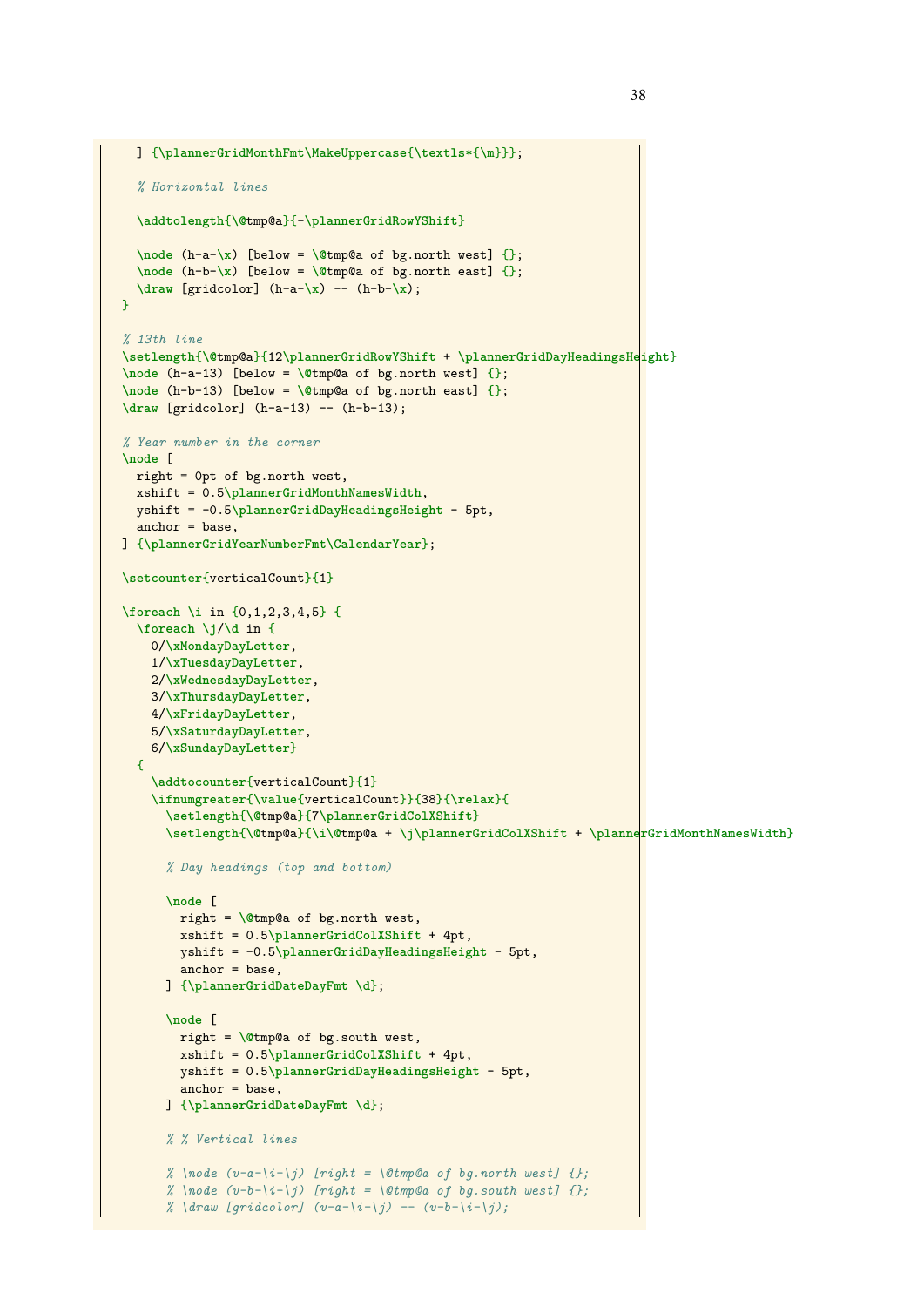```
    ] {\plannerGridMonthFmt\MakeUppercase{\textls*{\m}}};

    % Horizontal lines

    \addtolength{\@tmp@a}{-\plannerGridRowYShift}

    \node (h-a-\x) [below = \@tmp@a of bg.north west] {};
    \node (h-b-\x) [below = \@tmp@a of bg.north east] {};
    \draw [gridcolor] (h-a-\x) -- (h-b-\x);
  }

  % 13th line
  \setlength{\@tmp@a}{12\plannerGridRowYShift + \plannerGridDayHeadingsHeight}
  \node (h-a-13) [below = \@tmp@a of bg.north west] {};
  \node (h-b-13) [below = \@tmp@a of bg.north east] {};
  \draw [gridcolor] (h-a-13) -- (h-b-13);

  % Year number in the corner
  \node [
    right = 0pt of bg.north west,
    xshift = 0.5\plannerGridMonthNamesWidth,
    yshift = -0.5\plannerGridDayHeadingsHeight - 5pt,
    anchor = base,
  ] {\plannerGridYearNumberFmt\CalendarYear};

  \setcounter{verticalCount}{1}

  \foreach \i in {0,1,2,3,4,5} {
    \foreach \j/\d in {
      0/\xMondayDayLetter,
      1/\xTuesdayDayLetter,
      2/\xWednesdayDayLetter,
      3/\xThursdayDayLetter,
      4/\xFridayDayLetter,
      5/\xSaturdayDayLetter,
      6/\xSundayDayLetter}
    {
      \addtocounter{verticalCount}{1}
      \ifnumgreater{\value{verticalCount}}{38}{\relax}{
        \setlength{\@tmp@a}{7\plannerGridColXShift}
        \setlength{\@tmp@a}{\i\@tmp@a + \j\plannerGridColXShift + \plannerGridMonthNamesWidth}

        % Day headings (top and bottom)

        \node [
          right = \@tmp@a of bg.north west,
          xshift = 0.5\plannerGridColXShift + 4pt,
          yshift = -0.5\plannerGridDayHeadingsHeight - 5pt,
          anchor = base,
        ] {\plannerGridDateDayFmt \d};

        \node [
          right = \@tmp@a of bg.south west,
          xshift = 0.5\plannerGridColXShift + 4pt,
          yshift = 0.5\plannerGridDayHeadingsHeight - 5pt,
          anchor = base,
        ] {\plannerGridDateDayFmt \d};

        % % Vertical lines

        % \node (v-a-\i-\j) [right = \@tmp@a of bg.north west] {};
        % \node (v-b-\i-\j) [right = \@tmp@a of bg.south west] {};
        % \draw [gridcolor] (v-a-\i-\j) -- (v-b-\i-\j);
```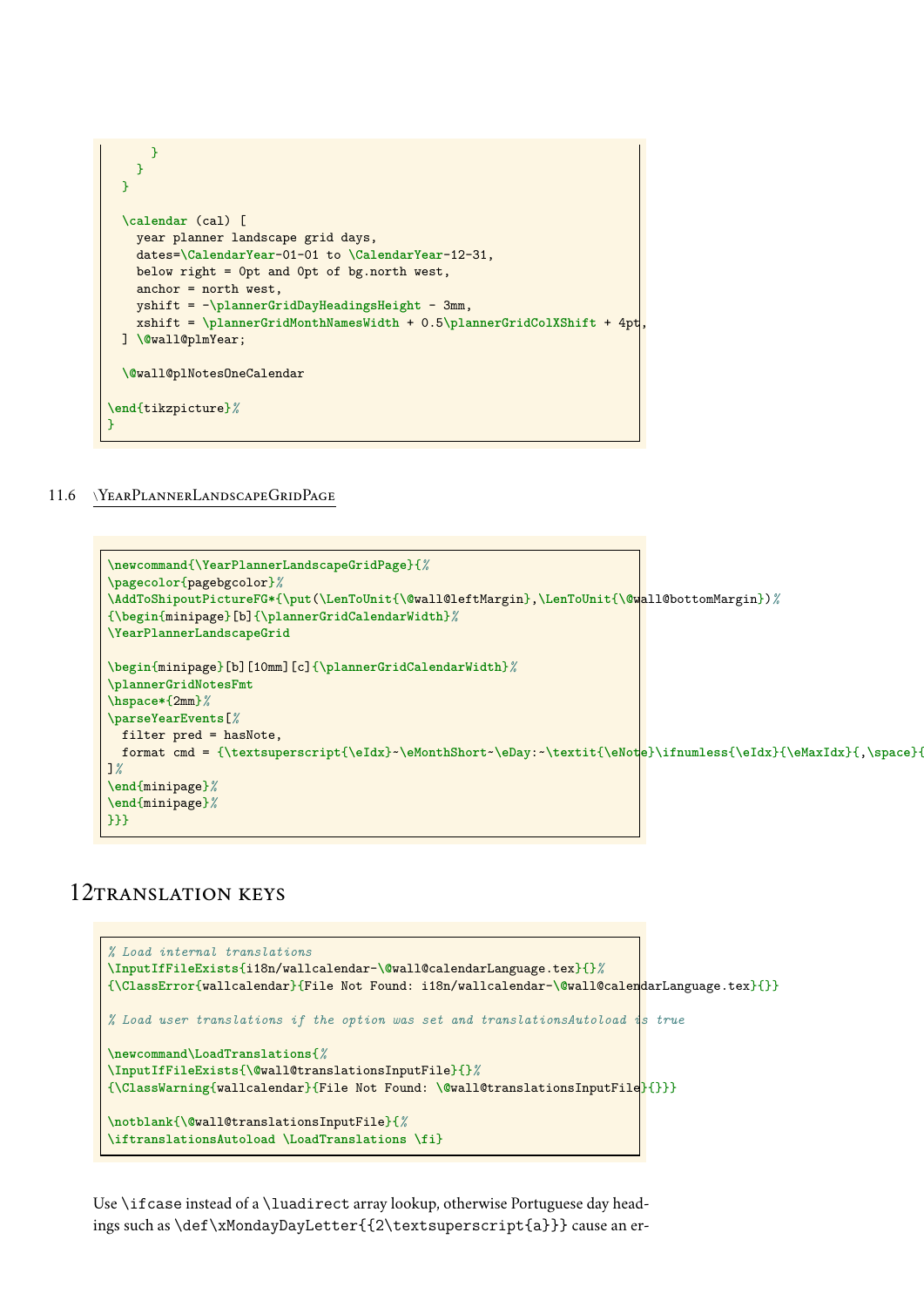```
      }
    }
  }

  \calendar (cal) [
    year planner landscape grid days,
    dates=\CalendarYear-01-01 to \CalendarYear-12-31,
    below right = 0pt and 0pt of bg.north west,
    anchor = north west,
    yshift = -\plannerGridDayHeadingsHeight - 3mm,
    xshift = \plannerGridMonthNamesWidth + 0.5\plannerGridColXShift + 4pt,
  ] \@wall@plmYear;

  \@wall@plNotesOneCalendar

\end{tikzpicture}%
}
```

### 11.6 \YearPlannerLandscapeGridPage

```
\newcommand{\YearPlannerLandscapeGridPage}{%
\pagecolor{pagebgcolor}%
\AddToShipoutPictureFG*{\put(\LenToUnit{\@wall@leftMargin},\LenToUnit{\@wall@bottomMargin})%
{\begin{minipage}[b]{\plannerGridCalendarWidth}%
\YearPlannerLandscapeGrid

\begin{minipage}[b][10mm][c]{\plannerGridCalendarWidth}%
\plannerGridNotesFmt
\hspace*{2mm}%
\parseYearEvents[%
  filter pred = hasNote,
  format cmd = {\textsuperscript{\eIdx}~\eMonthShort~\eDay:~\textit{\eNote}\ifnumless{\eIdx}{\eMaxIdx}{,\space}{
]%
\end{minipage}%
\end{minipage}%
}}}
```

## 12 TRANSLATION KEYS

```
% Load internal translations
\InputIfFileExists{i18n/wallcalendar-\@wall@calendarLanguage.tex}{}%
{\ClassError{wallcalendar}{File Not Found: i18n/wallcalendar-\@wall@calendarLanguage.tex}{}}

% Load user translations if the option was set and translationsAutoload is true

\newcommand\LoadTranslations{%
\InputIfFileExists{\@wall@translationsInputFile}{}%
{\ClassWarning{wallcalendar}{File Not Found: \@wall@translationsInputFile}{}}}

\notblank{\@wall@translationsInputFile}{%
\iftranslationsAutoload \LoadTranslations \fi}
```

Use `\ifcase` instead of a `\luadirect` array lookup, otherwise Portuguese day headings such as `\def\xMondayDayLetter{{2\textsuperscript{a}}}` cause an er-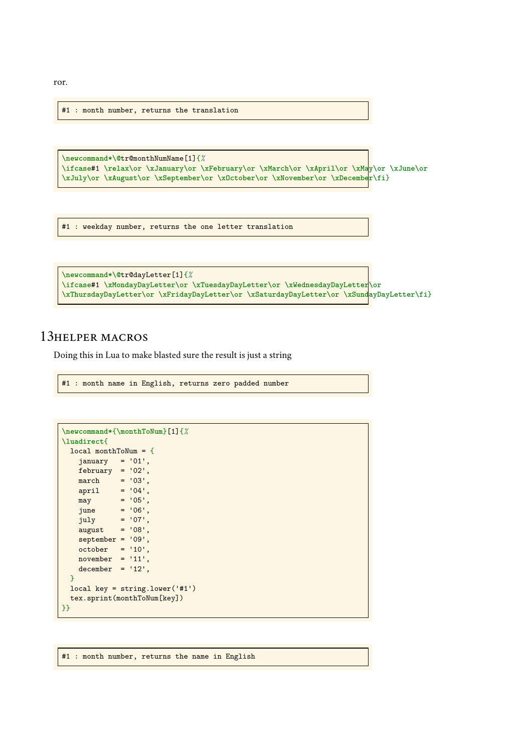ror.

```
#1 : month number, returns the translation
```

```
\newcommand*\@tr@monthNumName[1]{%
\ifcase#1 \relax\or \xJanuary\or \xFebruary\or \xMarch\or \xApril\or \xMay\or \xJune\or
\xJuly\or \xAugust\or \xSeptember\or \xOctober\or \xNovember\or \xDecember\fi}
```

```
#1 : weekday number, returns the one letter translation
```

```
\newcommand*\@tr@dayLetter[1]{%
\ifcase#1 \xMondayDayLetter\or \xTuesdayDayLetter\or \xWednesdayDayLetter\or
\xThursdayDayLetter\or \xFridayDayLetter\or \xSaturdayDayLetter\or \xSundayDayLetter\fi}
```

# 13 HELPER MACROS

Doing this in Lua to make blasted sure the result is just a string

```
#1 : month name in English, returns zero padded number
```

```
\newcommand*{\monthToNum}[1]{%
\luadirect{
  local monthToNum = {
    january   = '01',
    february  = '02',
    march     = '03',
    april     = '04',
    may       = '05',
    june      = '06',
    july      = '07',
    august    = '08',
    september = '09',
    october   = '10',
    november  = '11',
    december  = '12',
  }
  local key = string.lower('#1')
  tex.sprint(monthToNum[key])
}}
```

```
#1 : month number, returns the name in English
```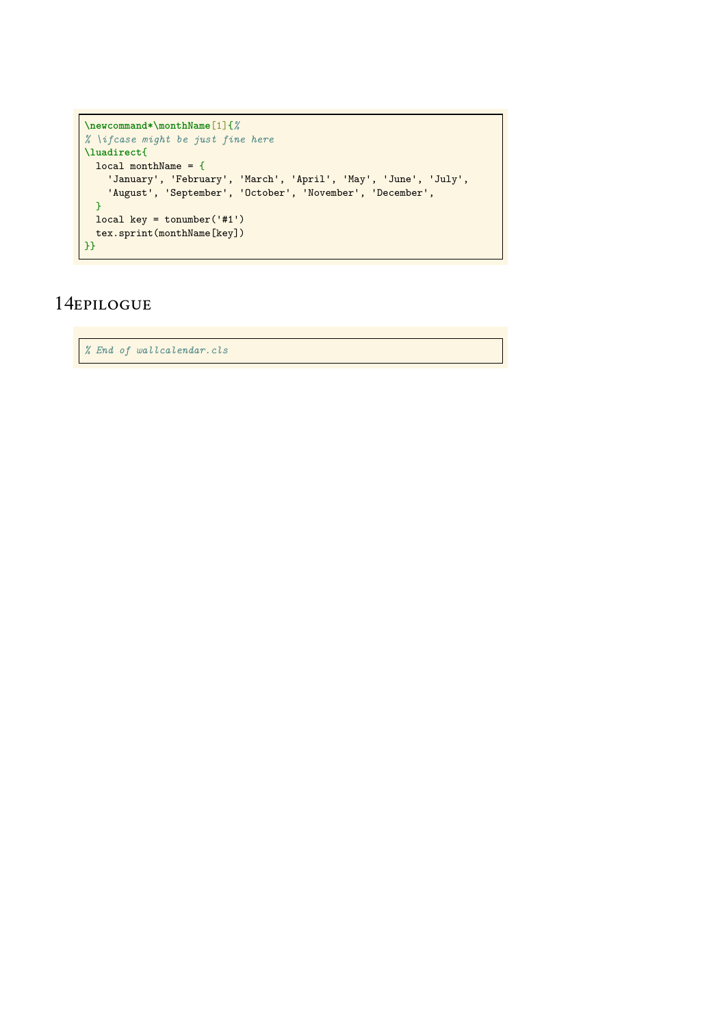```
\newcommand*\monthName[1]{%
% \ifcase might be just fine here
\luadirect{
  local monthName = {
    'January', 'February', 'March', 'April', 'May', 'June', 'July',
    'August', 'September', 'October', 'November', 'December',
  }
  local key = tonumber('#1')
  tex.sprint(monthName[key])
}}
```

# 14 Epilogue

```
% End of wallcalendar.cls
```